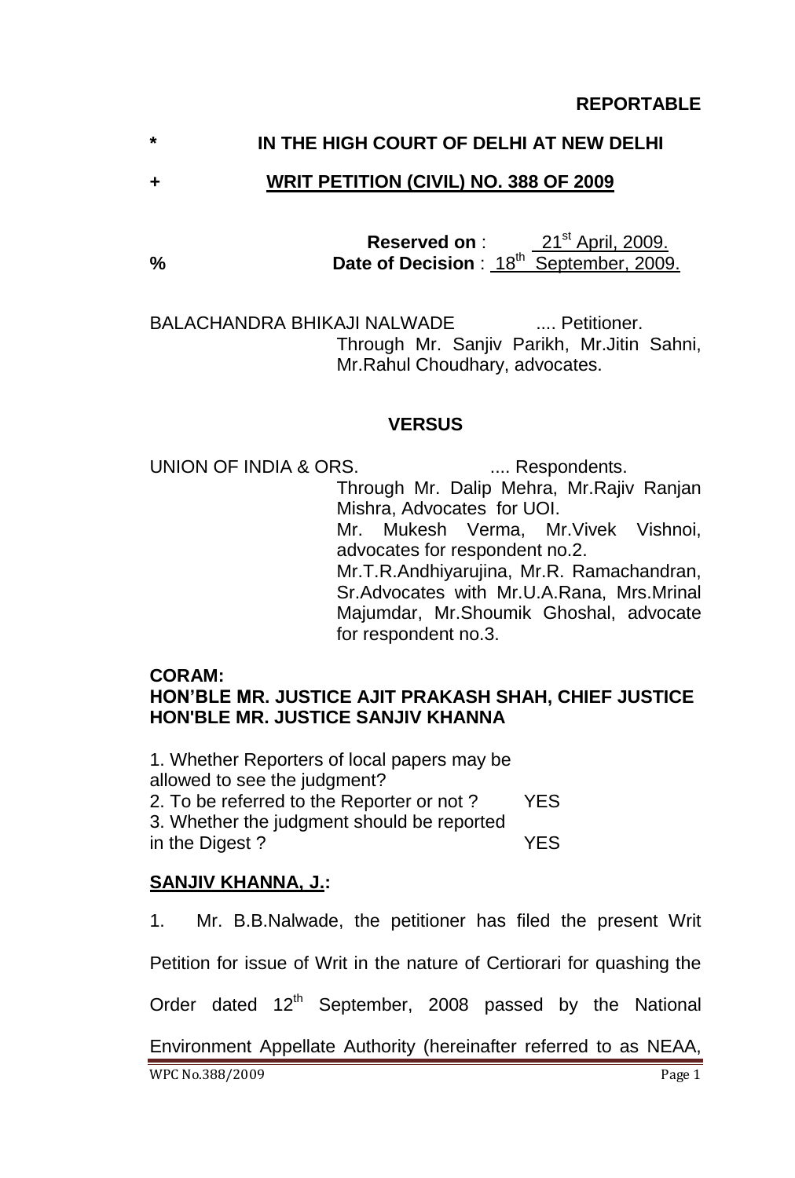**REPORTABLE**

**\* IN THE HIGH COURT OF DELHI AT NEW DELHI**

**+ WRIT PETITION (CIVIL) NO. 388 OF 2009**

**Reserved on** : 21st April, 2009.

**%** **Date of Decision** : 18th September, 2009.

BALACHANDRA BHIKAJI NALWADE .... Petitioner.

Through Mr. Sanjiv Parikh, Mr.Jitin Sahni, Mr.Rahul Choudhary, advocates.

**VERSUS**

UNION OF INDIA & ORS. .... Respondents.

Through Mr. Dalip Mehra, Mr.Rajiv Ranjan Mishra, Advocates for UOI.

Mr. Mukesh Verma, Mr.Vivek Vishnoi, advocates for respondent no.2.

Mr.T.R.Andhiyarujina, Mr.R. Ramachandran, Sr.Advocates with Mr.U.A.Rana, Mrs.Mrinal Majumdar, Mr.Shoumik Ghoshal, advocate for respondent no.3.

**CORAM:**
**HON'BLE MR. JUSTICE AJIT PRAKASH SHAH, CHIEF JUSTICE**
**HON'BLE MR. JUSTICE SANJIV KHANNA**

1. Whether Reporters of local papers may be allowed to see the judgment?
2. To be referred to the Reporter or not ? YES
3. Whether the judgment should be reported in the Digest ? YES

**SANJIV KHANNA, J.:**

1. Mr. B.B.Nalwade, the petitioner has filed the present Writ Petition for issue of Writ in the nature of Certiorari for quashing the Order dated 12th September, 2008 passed by the National Environment Appellate Authority (hereinafter referred to as NEAA,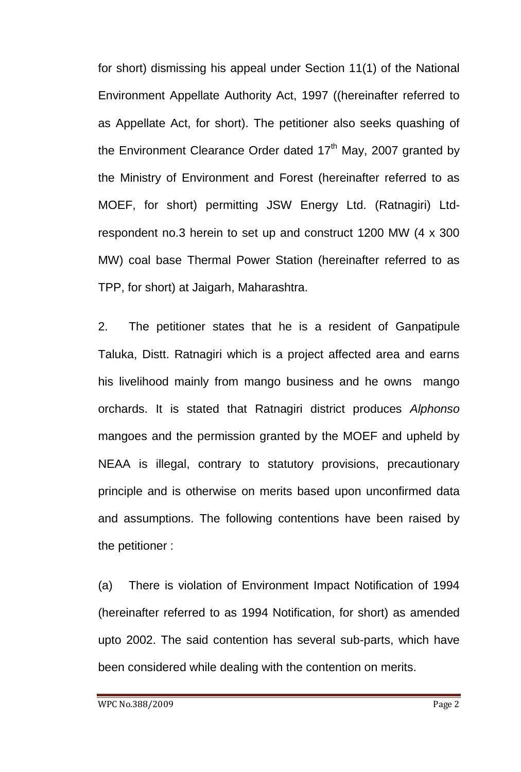for short) dismissing his appeal under Section 11(1) of the National Environment Appellate Authority Act, 1997 ((hereinafter referred to as Appellate Act, for short). The petitioner also seeks quashing of the Environment Clearance Order dated 17th May, 2007 granted by the Ministry of Environment and Forest (hereinafter referred to as MOEF, for short) permitting JSW Energy Ltd. (Ratnagiri) Ltd-respondent no.3 herein to set up and construct 1200 MW (4 x 300 MW) coal base Thermal Power Station (hereinafter referred to as TPP, for short) at Jaigarh, Maharashtra.

2. The petitioner states that he is a resident of Ganpatipule Taluka, Distt. Ratnagiri which is a project affected area and earns his livelihood mainly from mango business and he owns mango orchards. It is stated that Ratnagiri district produces *Alphonso* mangoes and the permission granted by the MOEF and upheld by NEAA is illegal, contrary to statutory provisions, precautionary principle and is otherwise on merits based upon unconfirmed data and assumptions. The following contentions have been raised by the petitioner :

(a) There is violation of Environment Impact Notification of 1994 (hereinafter referred to as 1994 Notification, for short) as amended upto 2002. The said contention has several sub-parts, which have been considered while dealing with the contention on merits.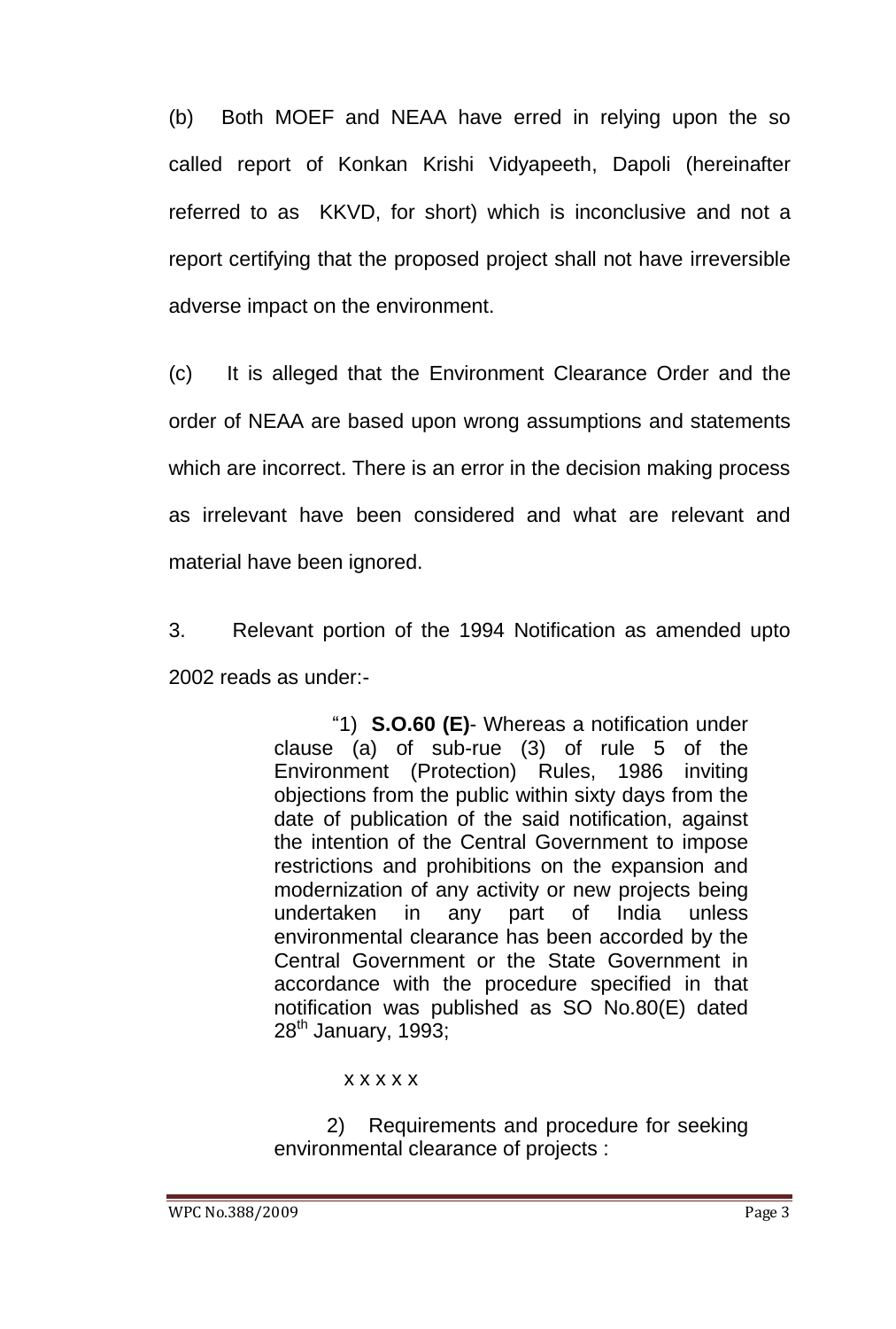(b) Both MOEF and NEAA have erred in relying upon the so called report of Konkan Krishi Vidyapeeth, Dapoli (hereinafter referred to as KKVD, for short) which is inconclusive and not a report certifying that the proposed project shall not have irreversible adverse impact on the environment.

(c) It is alleged that the Environment Clearance Order and the order of NEAA are based upon wrong assumptions and statements which are incorrect. There is an error in the decision making process as irrelevant have been considered and what are relevant and material have been ignored.

3. Relevant portion of the 1994 Notification as amended upto 2002 reads as under:-

> "1) **S.O.60 (E)**- Whereas a notification under clause (a) of sub-rue (3) of rule 5 of the Environment (Protection) Rules, 1986 inviting objections from the public within sixty days from the date of publication of the said notification, against the intention of the Central Government to impose restrictions and prohibitions on the expansion and modernization of any activity or new projects being undertaken in any part of India unless environmental clearance has been accorded by the Central Government or the State Government in accordance with the procedure specified in that notification was published as SO No.80(E) dated 28th January, 1993;
>
> x x x x x
>
> 2) Requirements and procedure for seeking environmental clearance of projects :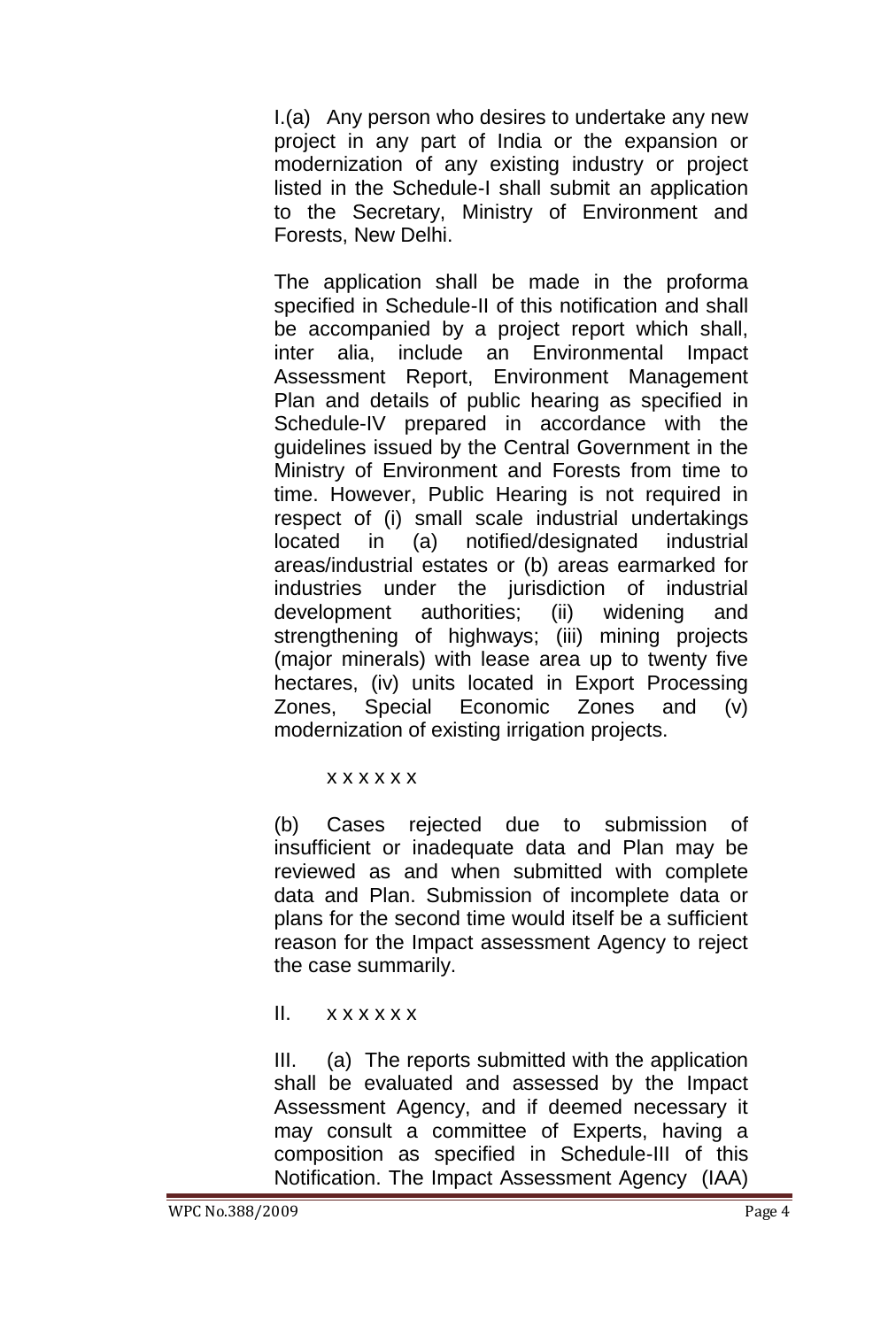I.(a) Any person who desires to undertake any new project in any part of India or the expansion or modernization of any existing industry or project listed in the Schedule-I shall submit an application to the Secretary, Ministry of Environment and Forests, New Delhi.

The application shall be made in the proforma specified in Schedule-II of this notification and shall be accompanied by a project report which shall, inter alia, include an Environmental Impact Assessment Report, Environment Management Plan and details of public hearing as specified in Schedule-IV prepared in accordance with the guidelines issued by the Central Government in the Ministry of Environment and Forests from time to time. However, Public Hearing is not required in respect of (i) small scale industrial undertakings located in (a) notified/designated industrial areas/industrial estates or (b) areas earmarked for industries under the jurisdiction of industrial development authorities; (ii) widening and strengthening of highways; (iii) mining projects (major minerals) with lease area up to twenty five hectares, (iv) units located in Export Processing Zones, Special Economic Zones and (v) modernization of existing irrigation projects.

x x x x x x

(b) Cases rejected due to submission of insufficient or inadequate data and Plan may be reviewed as and when submitted with complete data and Plan. Submission of incomplete data or plans for the second time would itself be a sufficient reason for the Impact assessment Agency to reject the case summarily.

II. x x x x x x

III. (a) The reports submitted with the application shall be evaluated and assessed by the Impact Assessment Agency, and if deemed necessary it may consult a committee of Experts, having a composition as specified in Schedule-III of this Notification. The Impact Assessment Agency (IAA)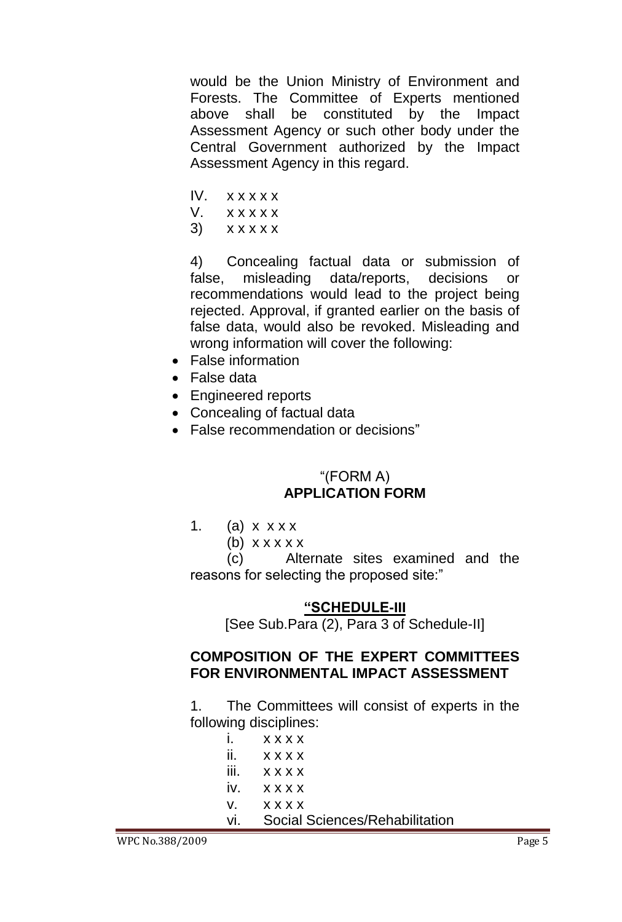would be the Union Ministry of Environment and Forests. The Committee of Experts mentioned above shall be constituted by the Impact Assessment Agency or such other body under the Central Government authorized by the Impact Assessment Agency in this regard.

IV. x x x x x

V. x x x x x

3) x x x x x

4) Concealing factual data or submission of false, misleading data/reports, decisions or recommendations would lead to the project being rejected. Approval, if granted earlier on the basis of false data, would also be revoked. Misleading and wrong information will cover the following:

- False information
- False data
- Engineered reports
- Concealing of factual data
- False recommendation or decisions"

"(FORM A)
**APPLICATION FORM**

1. (a) x x x x

(b) x x x x x

(c) Alternate sites examined and the reasons for selecting the proposed site:"

**"SCHEDULE-III**

[See Sub.Para (2), Para 3 of Schedule-II]

**COMPOSITION OF THE EXPERT COMMITTEES FOR ENVIRONMENTAL IMPACT ASSESSMENT**

1. The Committees will consist of experts in the following disciplines:

i. x x x x

ii. x x x x

iii. x x x x

iv. x x x x

v. x x x x

vi. Social Sciences/Rehabilitation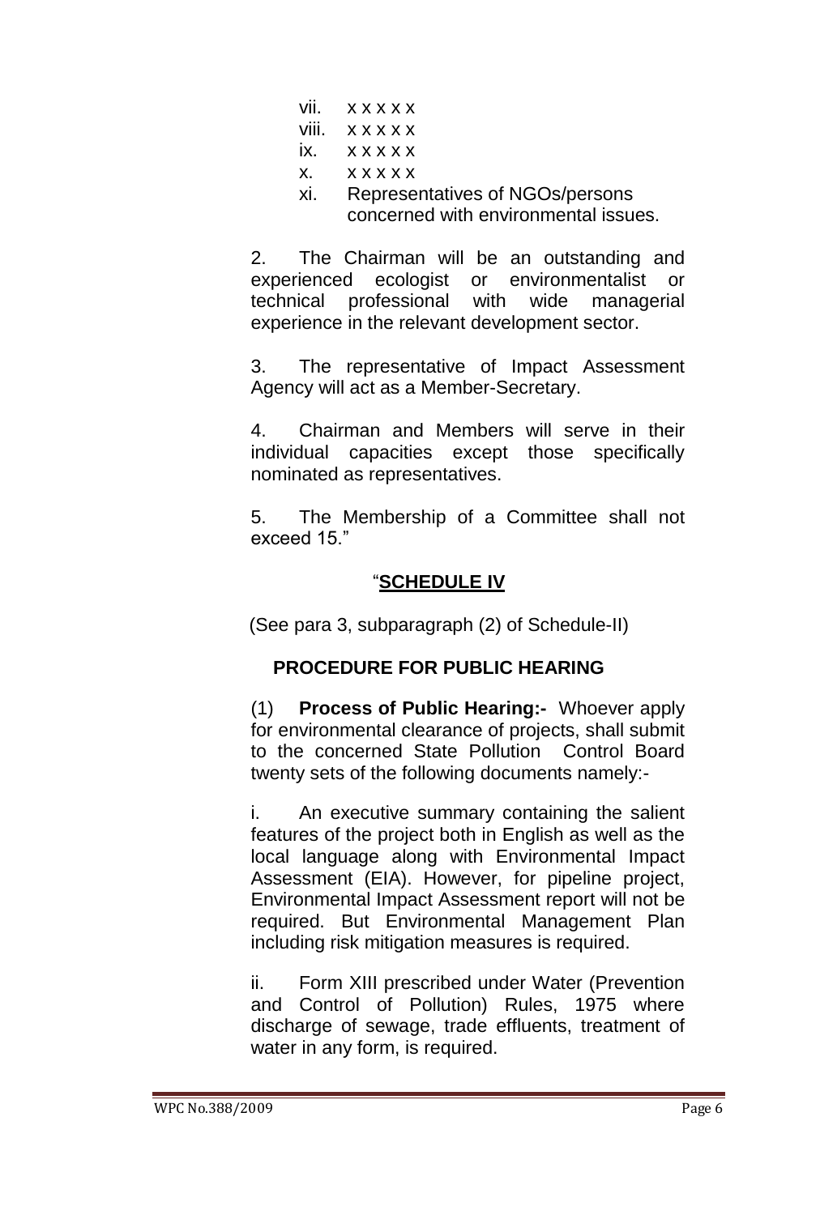vii. x x x x x

viii. x x x x x

ix. x x x x x

x. x x x x x

xi. Representatives of NGOs/persons concerned with environmental issues.

2. The Chairman will be an outstanding and experienced ecologist or environmentalist or technical professional with wide managerial experience in the relevant development sector.

3. The representative of Impact Assessment Agency will act as a Member-Secretary.

4. Chairman and Members will serve in their individual capacities except those specifically nominated as representatives.

5. The Membership of a Committee shall not exceed 15."

## "**SCHEDULE IV**

(See para 3, subparagraph (2) of Schedule-II)

### PROCEDURE FOR PUBLIC HEARING

(1) **Process of Public Hearing:-** Whoever apply for environmental clearance of projects, shall submit to the concerned State Pollution Control Board twenty sets of the following documents namely:-

i. An executive summary containing the salient features of the project both in English as well as the local language along with Environmental Impact Assessment (EIA). However, for pipeline project, Environmental Impact Assessment report will not be required. But Environmental Management Plan including risk mitigation measures is required.

ii. Form XIII prescribed under Water (Prevention and Control of Pollution) Rules, 1975 where discharge of sewage, trade effluents, treatment of water in any form, is required.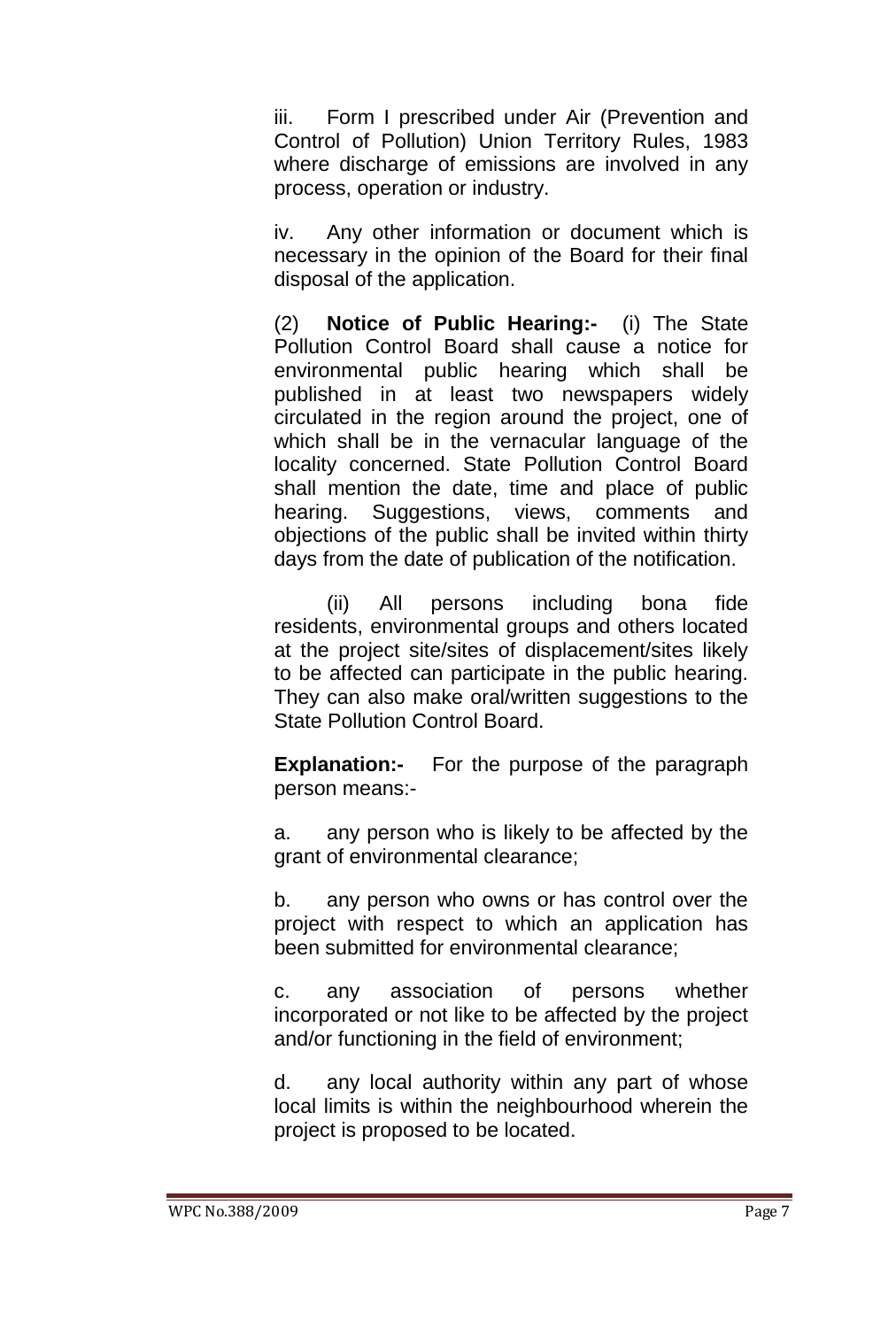iii. Form I prescribed under Air (Prevention and Control of Pollution) Union Territory Rules, 1983 where discharge of emissions are involved in any process, operation or industry.

iv. Any other information or document which is necessary in the opinion of the Board for their final disposal of the application.

(2) **Notice of Public Hearing:-** (i) The State Pollution Control Board shall cause a notice for environmental public hearing which shall be published in at least two newspapers widely circulated in the region around the project, one of which shall be in the vernacular language of the locality concerned. State Pollution Control Board shall mention the date, time and place of public hearing. Suggestions, views, comments and objections of the public shall be invited within thirty days from the date of publication of the notification.

(ii) All persons including bona fide residents, environmental groups and others located at the project site/sites of displacement/sites likely to be affected can participate in the public hearing. They can also make oral/written suggestions to the State Pollution Control Board.

**Explanation:-** For the purpose of the paragraph person means:-

a. any person who is likely to be affected by the grant of environmental clearance;

b. any person who owns or has control over the project with respect to which an application has been submitted for environmental clearance;

c. any association of persons whether incorporated or not like to be affected by the project and/or functioning in the field of environment;

d. any local authority within any part of whose local limits is within the neighbourhood wherein the project is proposed to be located.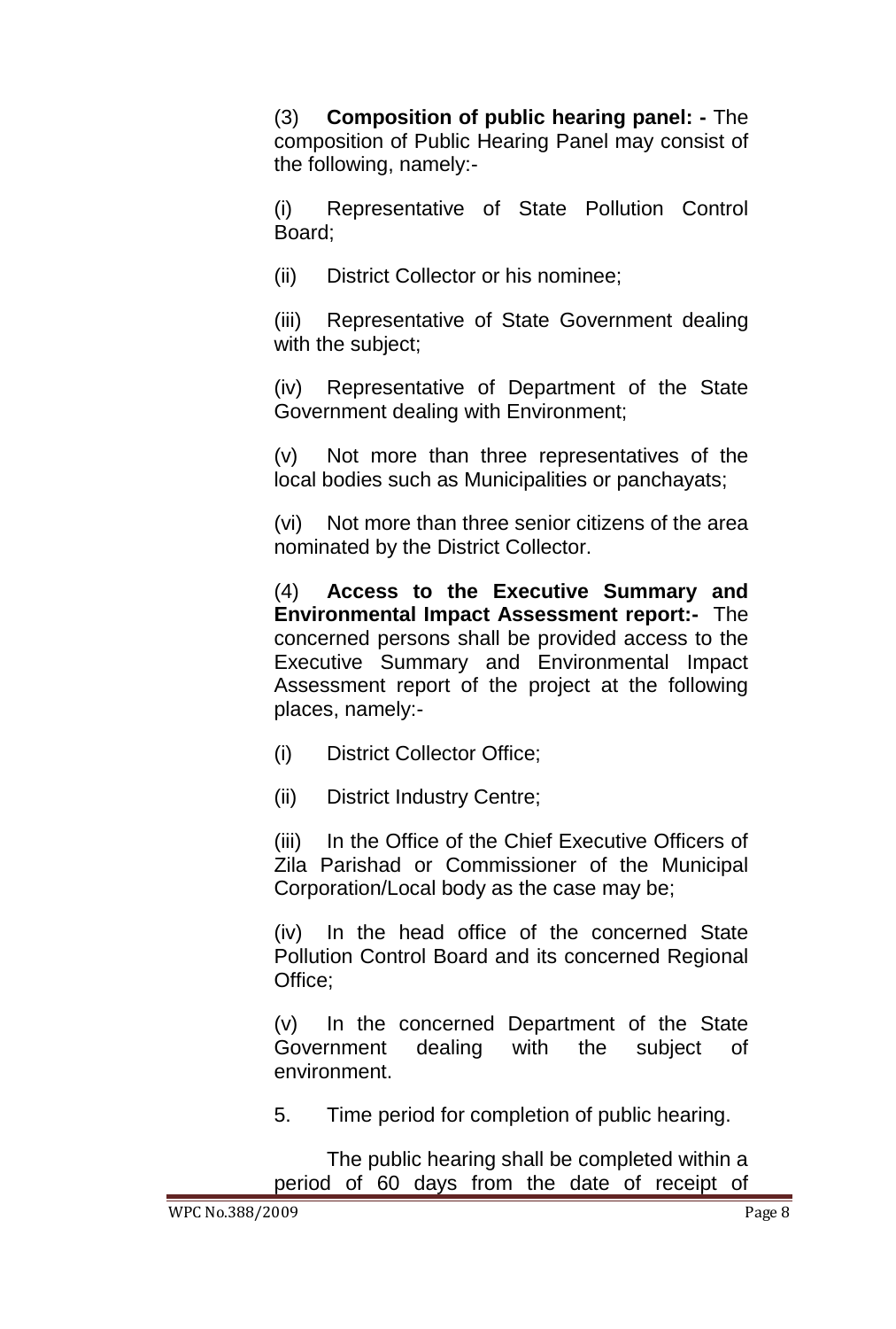(3) **Composition of public hearing panel: -** The composition of Public Hearing Panel may consist of the following, namely:-

(i) Representative of State Pollution Control Board;

(ii) District Collector or his nominee;

(iii) Representative of State Government dealing with the subject;

(iv) Representative of Department of the State Government dealing with Environment;

(v) Not more than three representatives of the local bodies such as Municipalities or panchayats;

(vi) Not more than three senior citizens of the area nominated by the District Collector.

(4) **Access to the Executive Summary and Environmental Impact Assessment report:-** The concerned persons shall be provided access to the Executive Summary and Environmental Impact Assessment report of the project at the following places, namely:-

(i) District Collector Office;

(ii) District Industry Centre;

(iii) In the Office of the Chief Executive Officers of Zila Parishad or Commissioner of the Municipal Corporation/Local body as the case may be;

(iv) In the head office of the concerned State Pollution Control Board and its concerned Regional Office;

(v) In the concerned Department of the State Government dealing with the subject of environment.

5. Time period for completion of public hearing.

The public hearing shall be completed within a period of 60 days from the date of receipt of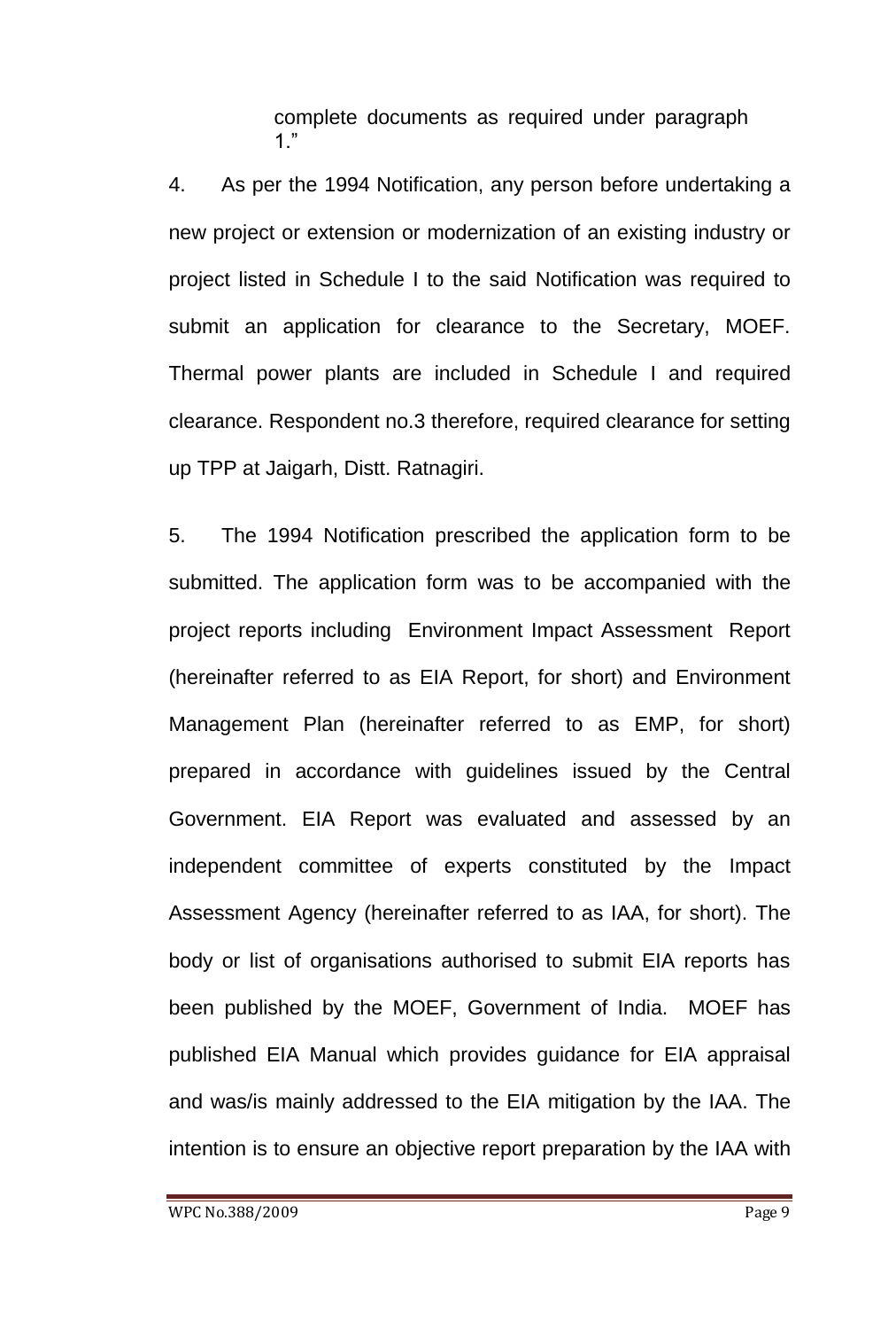complete documents as required under paragraph 1."

4. As per the 1994 Notification, any person before undertaking a new project or extension or modernization of an existing industry or project listed in Schedule I to the said Notification was required to submit an application for clearance to the Secretary, MOEF. Thermal power plants are included in Schedule I and required clearance. Respondent no.3 therefore, required clearance for setting up TPP at Jaigarh, Distt. Ratnagiri.

5. The 1994 Notification prescribed the application form to be submitted. The application form was to be accompanied with the project reports including Environment Impact Assessment Report (hereinafter referred to as EIA Report, for short) and Environment Management Plan (hereinafter referred to as EMP, for short) prepared in accordance with guidelines issued by the Central Government. EIA Report was evaluated and assessed by an independent committee of experts constituted by the Impact Assessment Agency (hereinafter referred to as IAA, for short). The body or list of organisations authorised to submit EIA reports has been published by the MOEF, Government of India. MOEF has published EIA Manual which provides guidance for EIA appraisal and was/is mainly addressed to the EIA mitigation by the IAA. The intention is to ensure an objective report preparation by the IAA with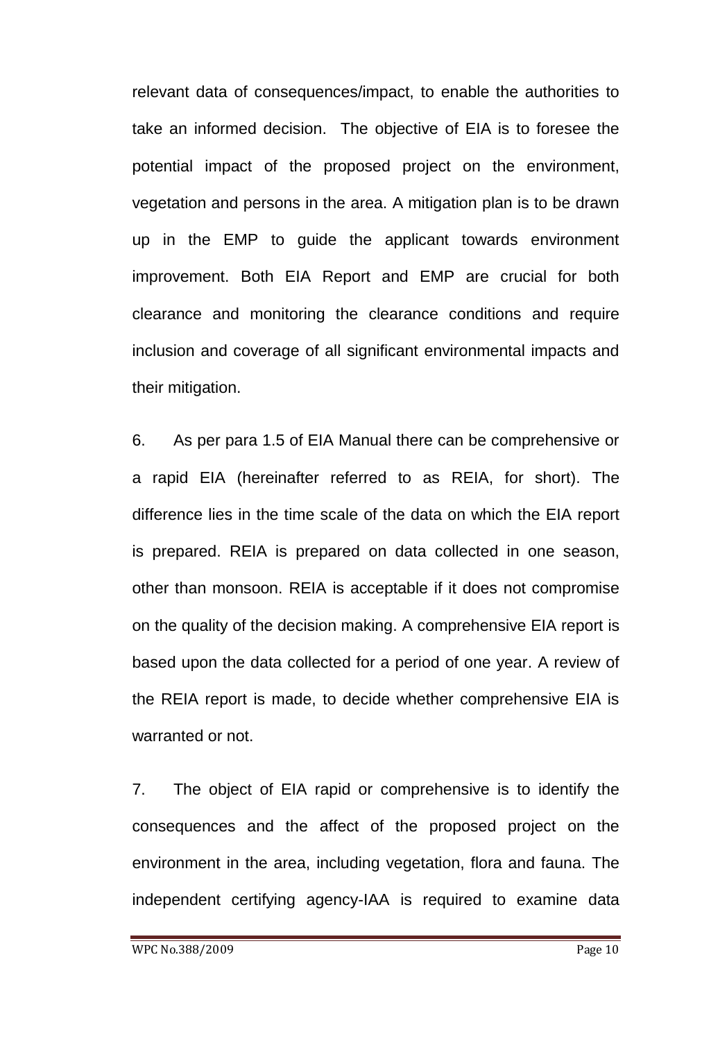relevant data of consequences/impact, to enable the authorities to take an informed decision. The objective of EIA is to foresee the potential impact of the proposed project on the environment, vegetation and persons in the area. A mitigation plan is to be drawn up in the EMP to guide the applicant towards environment improvement. Both EIA Report and EMP are crucial for both clearance and monitoring the clearance conditions and require inclusion and coverage of all significant environmental impacts and their mitigation.

6. As per para 1.5 of EIA Manual there can be comprehensive or a rapid EIA (hereinafter referred to as REIA, for short). The difference lies in the time scale of the data on which the EIA report is prepared. REIA is prepared on data collected in one season, other than monsoon. REIA is acceptable if it does not compromise on the quality of the decision making. A comprehensive EIA report is based upon the data collected for a period of one year. A review of the REIA report is made, to decide whether comprehensive EIA is warranted or not.

7. The object of EIA rapid or comprehensive is to identify the consequences and the affect of the proposed project on the environment in the area, including vegetation, flora and fauna. The independent certifying agency-IAA is required to examine data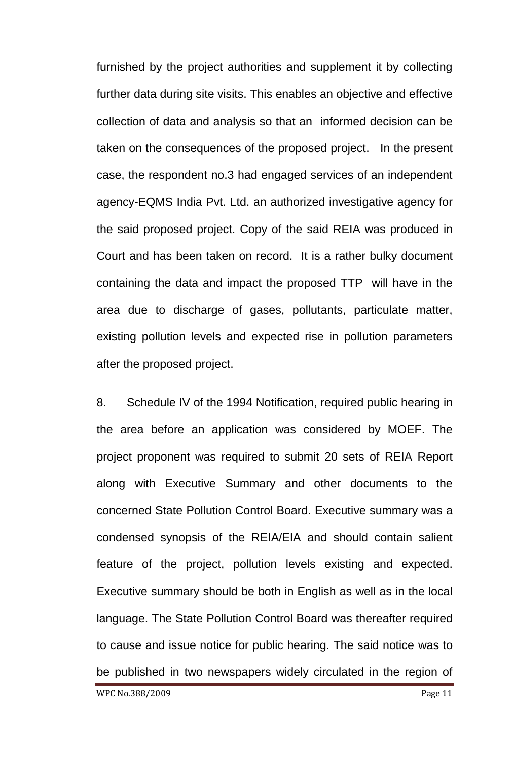furnished by the project authorities and supplement it by collecting further data during site visits. This enables an objective and effective collection of data and analysis so that an informed decision can be taken on the consequences of the proposed project. In the present case, the respondent no.3 had engaged services of an independent agency-EQMS India Pvt. Ltd. an authorized investigative agency for the said proposed project. Copy of the said REIA was produced in Court and has been taken on record. It is a rather bulky document containing the data and impact the proposed TTP will have in the area due to discharge of gases, pollutants, particulate matter, existing pollution levels and expected rise in pollution parameters after the proposed project.

8. Schedule IV of the 1994 Notification, required public hearing in the area before an application was considered by MOEF. The project proponent was required to submit 20 sets of REIA Report along with Executive Summary and other documents to the concerned State Pollution Control Board. Executive summary was a condensed synopsis of the REIA/EIA and should contain salient feature of the project, pollution levels existing and expected. Executive summary should be both in English as well as in the local language. The State Pollution Control Board was thereafter required to cause and issue notice for public hearing. The said notice was to be published in two newspapers widely circulated in the region of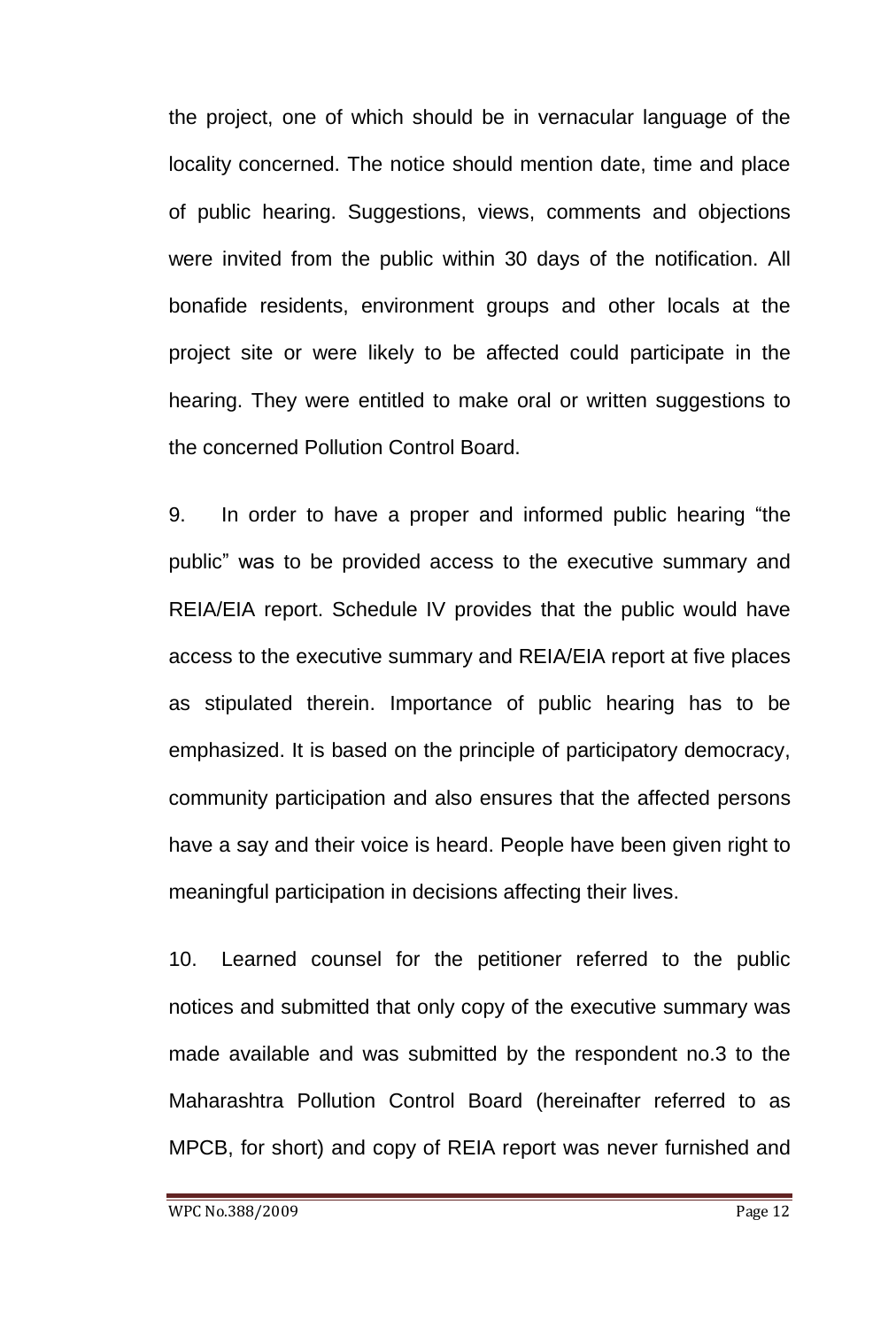the project, one of which should be in vernacular language of the locality concerned. The notice should mention date, time and place of public hearing. Suggestions, views, comments and objections were invited from the public within 30 days of the notification. All bonafide residents, environment groups and other locals at the project site or were likely to be affected could participate in the hearing. They were entitled to make oral or written suggestions to the concerned Pollution Control Board.

9. In order to have a proper and informed public hearing "the public" was to be provided access to the executive summary and REIA/EIA report. Schedule IV provides that the public would have access to the executive summary and REIA/EIA report at five places as stipulated therein. Importance of public hearing has to be emphasized. It is based on the principle of participatory democracy, community participation and also ensures that the affected persons have a say and their voice is heard. People have been given right to meaningful participation in decisions affecting their lives.

10. Learned counsel for the petitioner referred to the public notices and submitted that only copy of the executive summary was made available and was submitted by the respondent no.3 to the Maharashtra Pollution Control Board (hereinafter referred to as MPCB, for short) and copy of REIA report was never furnished and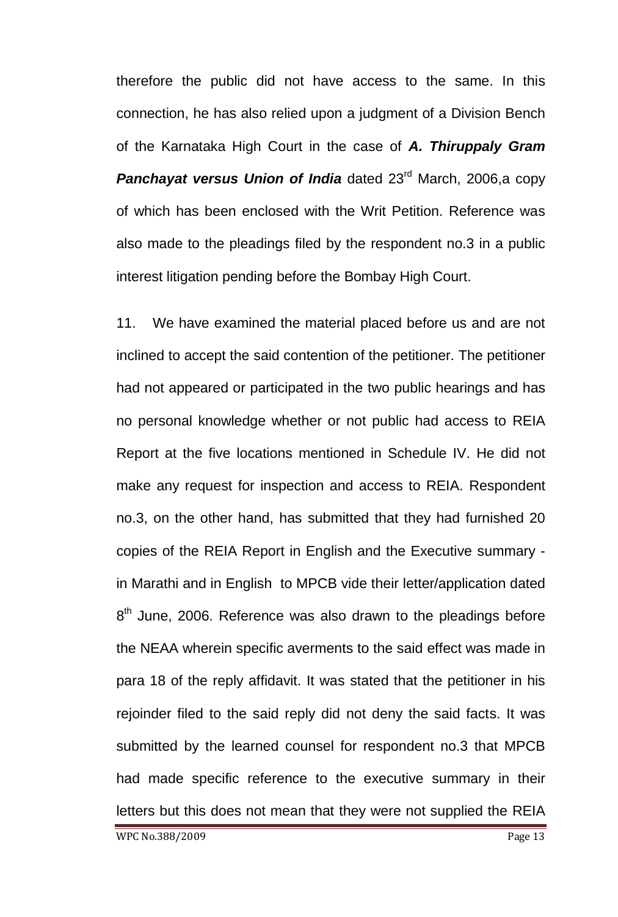therefore the public did not have access to the same. In this connection, he has also relied upon a judgment of a Division Bench of the Karnataka High Court in the case of ***A. Thiruppaly Gram Panchayat versus Union of India*** dated 23rd March, 2006,a copy of which has been enclosed with the Writ Petition. Reference was also made to the pleadings filed by the respondent no.3 in a public interest litigation pending before the Bombay High Court.

11. We have examined the material placed before us and are not inclined to accept the said contention of the petitioner. The petitioner had not appeared or participated in the two public hearings and has no personal knowledge whether or not public had access to REIA Report at the five locations mentioned in Schedule IV. He did not make any request for inspection and access to REIA. Respondent no.3, on the other hand, has submitted that they had furnished 20 copies of the REIA Report in English and the Executive summary - in Marathi and in English to MPCB vide their letter/application dated 8th June, 2006. Reference was also drawn to the pleadings before the NEAA wherein specific averments to the said effect was made in para 18 of the reply affidavit. It was stated that the petitioner in his rejoinder filed to the said reply did not deny the said facts. It was submitted by the learned counsel for respondent no.3 that MPCB had made specific reference to the executive summary in their letters but this does not mean that they were not supplied the REIA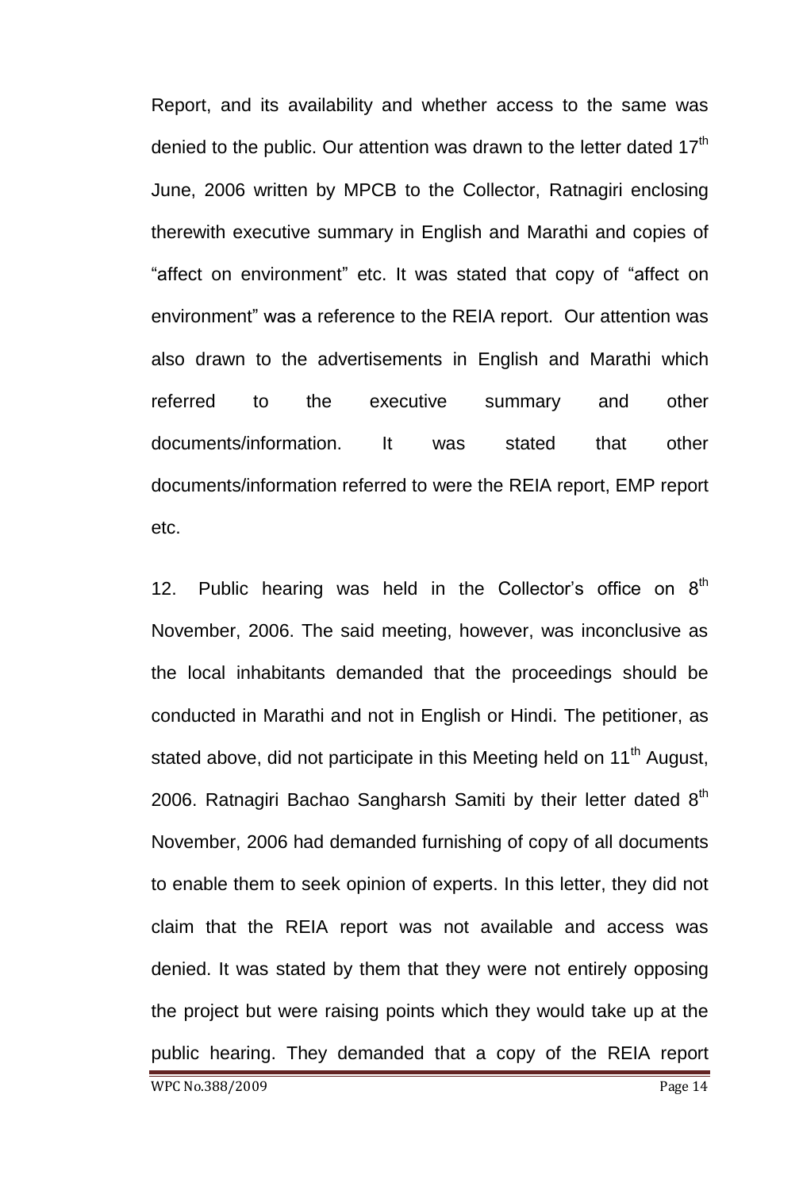Report, and its availability and whether access to the same was denied to the public. Our attention was drawn to the letter dated 17th June, 2006 written by MPCB to the Collector, Ratnagiri enclosing therewith executive summary in English and Marathi and copies of "affect on environment" etc. It was stated that copy of "affect on environment" was a reference to the REIA report. Our attention was also drawn to the advertisements in English and Marathi which referred to the executive summary and other documents/information. It was stated that other documents/information referred to were the REIA report, EMP report etc.

12. Public hearing was held in the Collector's office on 8th November, 2006. The said meeting, however, was inconclusive as the local inhabitants demanded that the proceedings should be conducted in Marathi and not in English or Hindi. The petitioner, as stated above, did not participate in this Meeting held on 11th August, 2006. Ratnagiri Bachao Sangharsh Samiti by their letter dated 8th November, 2006 had demanded furnishing of copy of all documents to enable them to seek opinion of experts. In this letter, they did not claim that the REIA report was not available and access was denied. It was stated by them that they were not entirely opposing the project but were raising points which they would take up at the public hearing. They demanded that a copy of the REIA report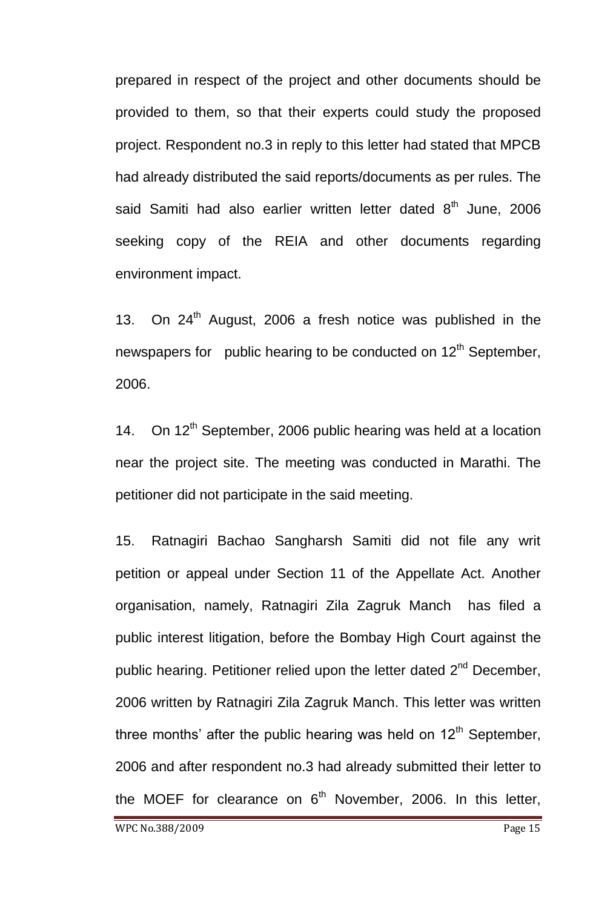prepared in respect of the project and other documents should be provided to them, so that their experts could study the proposed project. Respondent no.3 in reply to this letter had stated that MPCB had already distributed the said reports/documents as per rules. The said Samiti had also earlier written letter dated 8th June, 2006 seeking copy of the REIA and other documents regarding environment impact.

13. On 24th August, 2006 a fresh notice was published in the newspapers for public hearing to be conducted on 12th September, 2006.

14. On 12th September, 2006 public hearing was held at a location near the project site. The meeting was conducted in Marathi. The petitioner did not participate in the said meeting.

15. Ratnagiri Bachao Sangharsh Samiti did not file any writ petition or appeal under Section 11 of the Appellate Act. Another organisation, namely, Ratnagiri Zila Zagruk Manch has filed a public interest litigation, before the Bombay High Court against the public hearing. Petitioner relied upon the letter dated 2nd December, 2006 written by Ratnagiri Zila Zagruk Manch. This letter was written three months' after the public hearing was held on 12th September, 2006 and after respondent no.3 had already submitted their letter to the MOEF for clearance on 6th November, 2006. In this letter,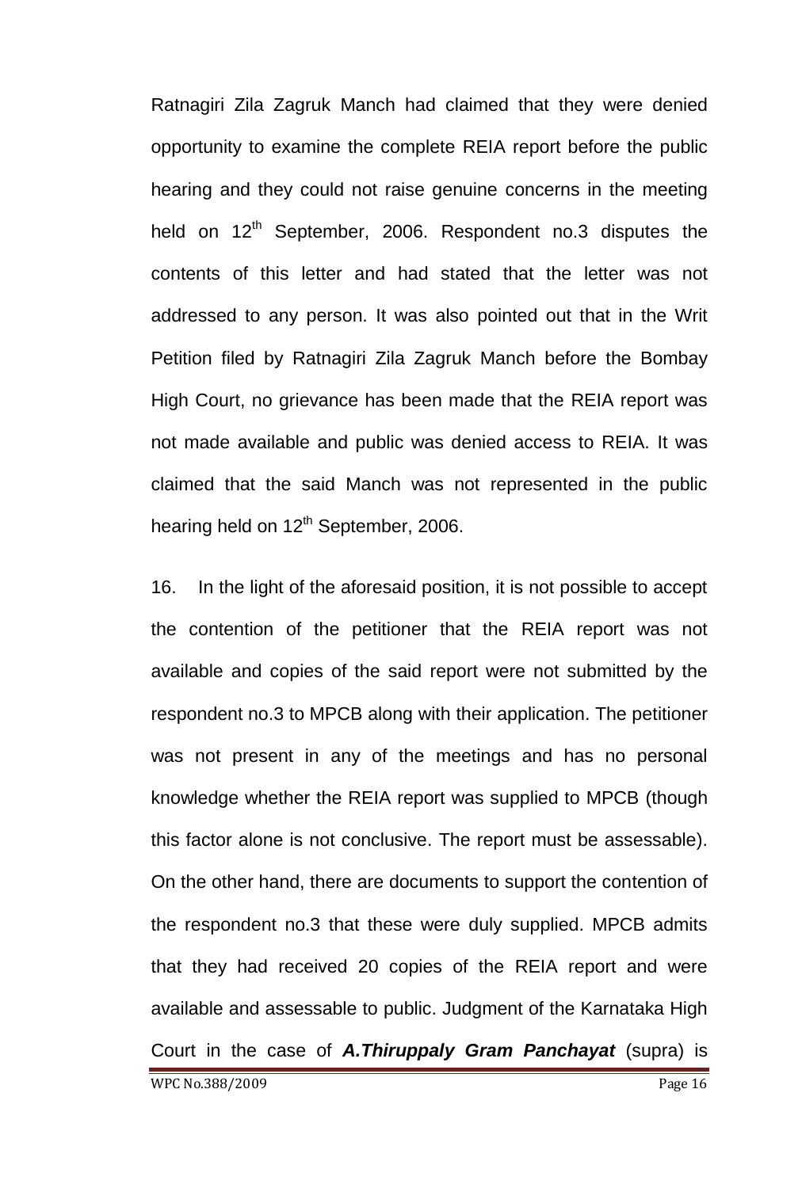Ratnagiri Zila Zagruk Manch had claimed that they were denied opportunity to examine the complete REIA report before the public hearing and they could not raise genuine concerns in the meeting held on 12th September, 2006. Respondent no.3 disputes the contents of this letter and had stated that the letter was not addressed to any person. It was also pointed out that in the Writ Petition filed by Ratnagiri Zila Zagruk Manch before the Bombay High Court, no grievance has been made that the REIA report was not made available and public was denied access to REIA. It was claimed that the said Manch was not represented in the public hearing held on 12th September, 2006.

16. In the light of the aforesaid position, it is not possible to accept the contention of the petitioner that the REIA report was not available and copies of the said report were not submitted by the respondent no.3 to MPCB along with their application. The petitioner was not present in any of the meetings and has no personal knowledge whether the REIA report was supplied to MPCB (though this factor alone is not conclusive. The report must be assessable). On the other hand, there are documents to support the contention of the respondent no.3 that these were duly supplied. MPCB admits that they had received 20 copies of the REIA report and were available and assessable to public. Judgment of the Karnataka High Court in the case of ***A.Thiruppaly Gram Panchayat*** (supra) is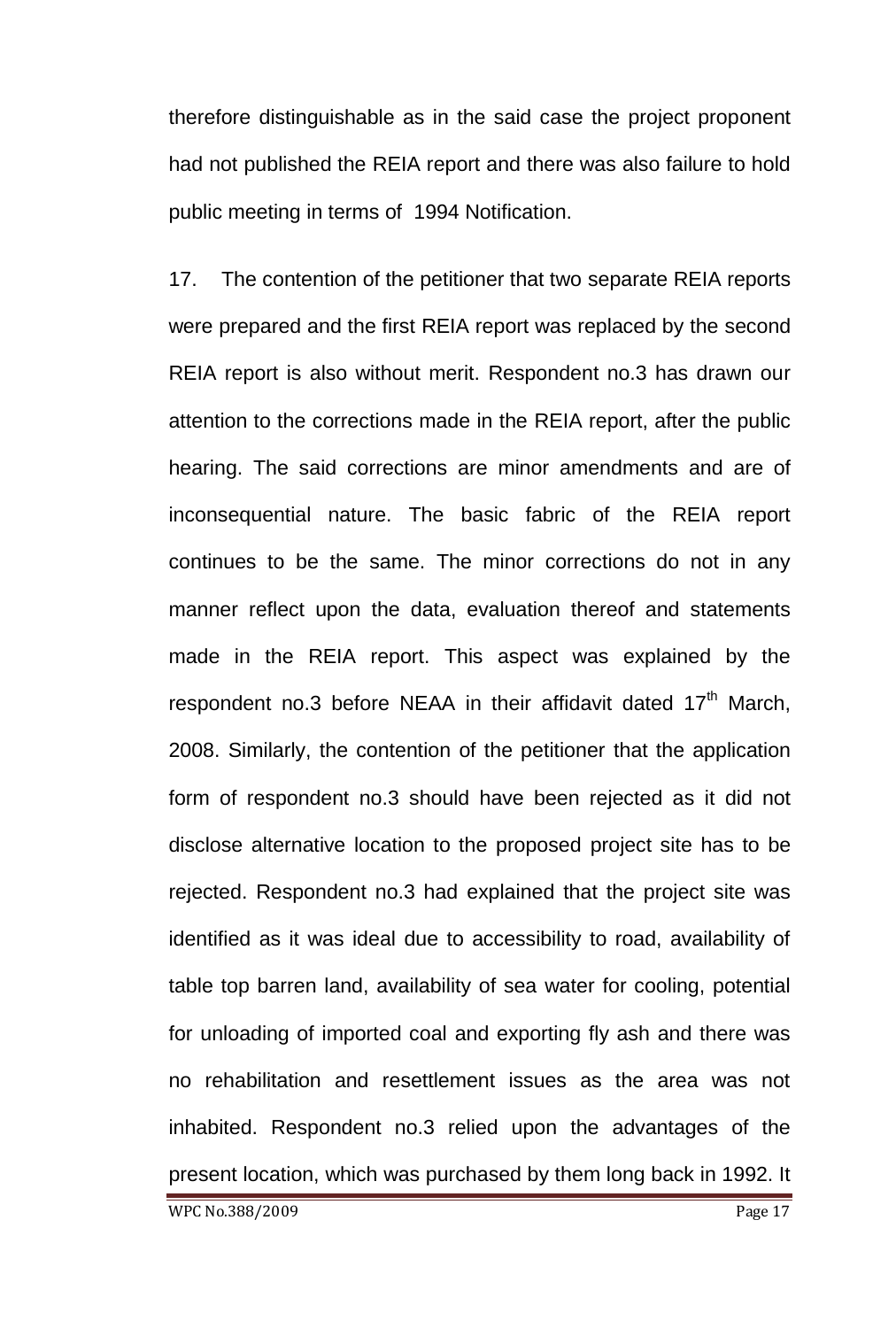therefore distinguishable as in the said case the project proponent had not published the REIA report and there was also failure to hold public meeting in terms of 1994 Notification.

17. The contention of the petitioner that two separate REIA reports were prepared and the first REIA report was replaced by the second REIA report is also without merit. Respondent no.3 has drawn our attention to the corrections made in the REIA report, after the public hearing. The said corrections are minor amendments and are of inconsequential nature. The basic fabric of the REIA report continues to be the same. The minor corrections do not in any manner reflect upon the data, evaluation thereof and statements made in the REIA report. This aspect was explained by the respondent no.3 before NEAA in their affidavit dated 17th March, 2008. Similarly, the contention of the petitioner that the application form of respondent no.3 should have been rejected as it did not disclose alternative location to the proposed project site has to be rejected. Respondent no.3 had explained that the project site was identified as it was ideal due to accessibility to road, availability of table top barren land, availability of sea water for cooling, potential for unloading of imported coal and exporting fly ash and there was no rehabilitation and resettlement issues as the area was not inhabited. Respondent no.3 relied upon the advantages of the present location, which was purchased by them long back in 1992. It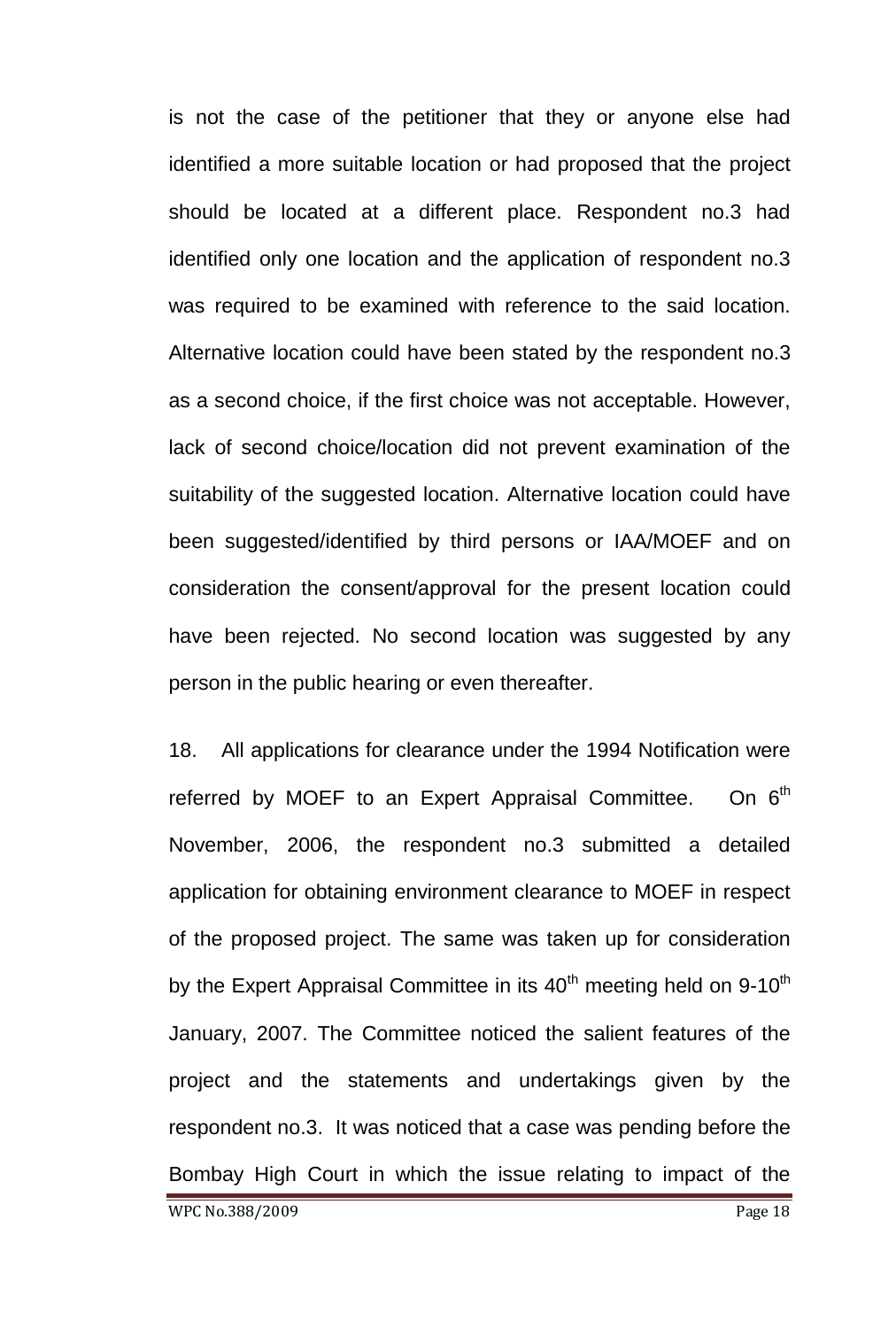is not the case of the petitioner that they or anyone else had identified a more suitable location or had proposed that the project should be located at a different place. Respondent no.3 had identified only one location and the application of respondent no.3 was required to be examined with reference to the said location. Alternative location could have been stated by the respondent no.3 as a second choice, if the first choice was not acceptable. However, lack of second choice/location did not prevent examination of the suitability of the suggested location. Alternative location could have been suggested/identified by third persons or IAA/MOEF and on consideration the consent/approval for the present location could have been rejected. No second location was suggested by any person in the public hearing or even thereafter.

18. All applications for clearance under the 1994 Notification were referred by MOEF to an Expert Appraisal Committee. On 6th November, 2006, the respondent no.3 submitted a detailed application for obtaining environment clearance to MOEF in respect of the proposed project. The same was taken up for consideration by the Expert Appraisal Committee in its 40th meeting held on 9-10th January, 2007. The Committee noticed the salient features of the project and the statements and undertakings given by the respondent no.3. It was noticed that a case was pending before the Bombay High Court in which the issue relating to impact of the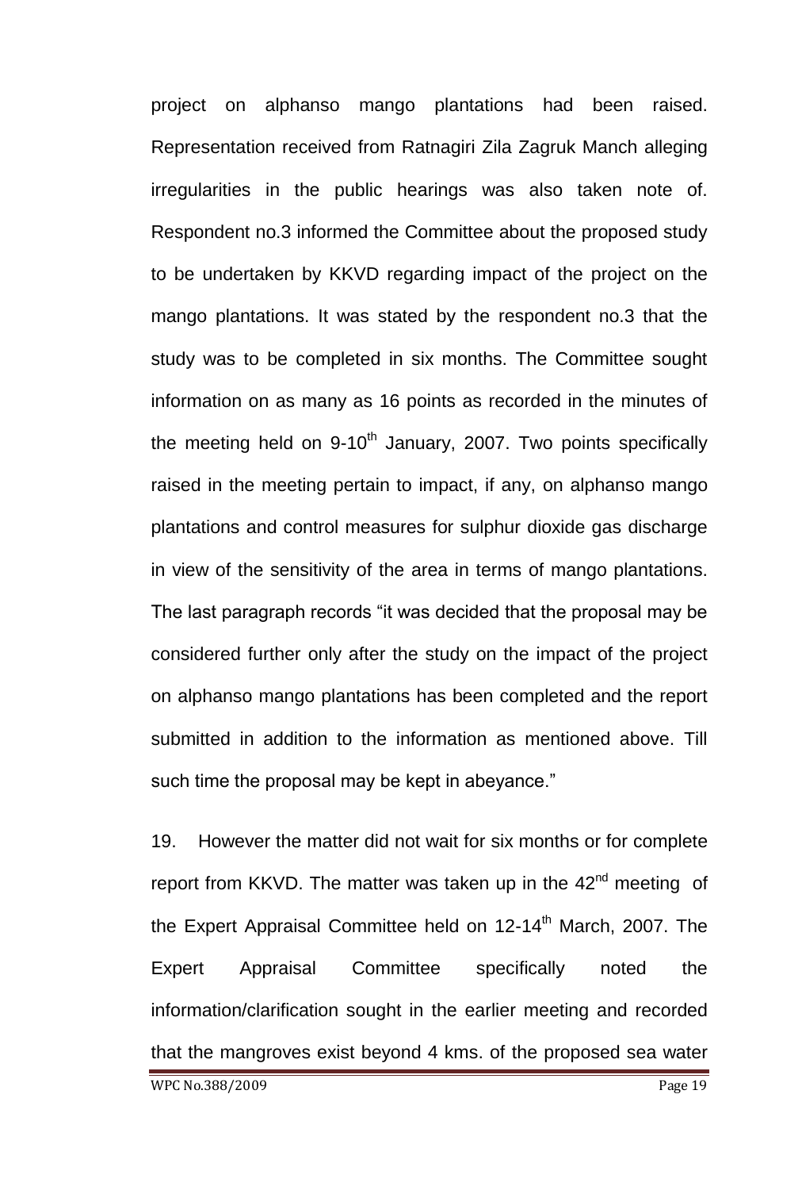project on alphanso mango plantations had been raised. Representation received from Ratnagiri Zila Zagruk Manch alleging irregularities in the public hearings was also taken note of. Respondent no.3 informed the Committee about the proposed study to be undertaken by KKVD regarding impact of the project on the mango plantations. It was stated by the respondent no.3 that the study was to be completed in six months. The Committee sought information on as many as 16 points as recorded in the minutes of the meeting held on 9-10th January, 2007. Two points specifically raised in the meeting pertain to impact, if any, on alphanso mango plantations and control measures for sulphur dioxide gas discharge in view of the sensitivity of the area in terms of mango plantations. The last paragraph records "it was decided that the proposal may be considered further only after the study on the impact of the project on alphanso mango plantations has been completed and the report submitted in addition to the information as mentioned above. Till such time the proposal may be kept in abeyance."

19. However the matter did not wait for six months or for complete report from KKVD. The matter was taken up in the 42nd meeting of the Expert Appraisal Committee held on 12-14th March, 2007. The Expert Appraisal Committee specifically noted the information/clarification sought in the earlier meeting and recorded that the mangroves exist beyond 4 kms. of the proposed sea water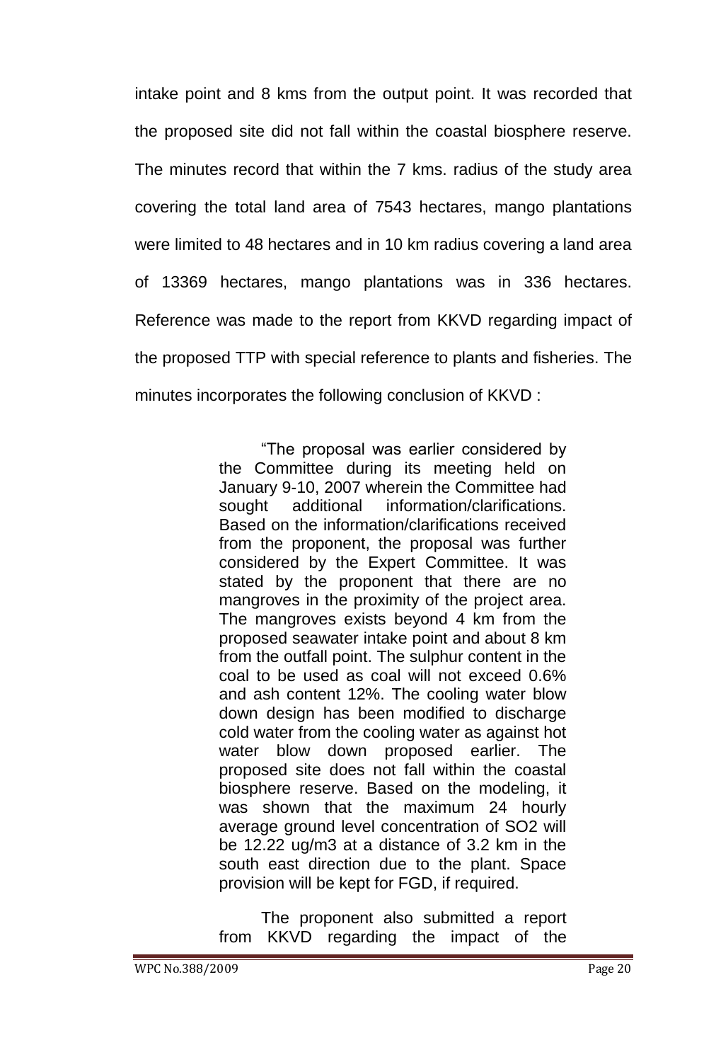intake point and 8 kms from the output point. It was recorded that the proposed site did not fall within the coastal biosphere reserve. The minutes record that within the 7 kms. radius of the study area covering the total land area of 7543 hectares, mango plantations were limited to 48 hectares and in 10 km radius covering a land area of 13369 hectares, mango plantations was in 336 hectares. Reference was made to the report from KKVD regarding impact of the proposed TTP with special reference to plants and fisheries. The minutes incorporates the following conclusion of KKVD :

> "The proposal was earlier considered by the Committee during its meeting held on January 9-10, 2007 wherein the Committee had sought additional information/clarifications. Based on the information/clarifications received from the proponent, the proposal was further considered by the Expert Committee. It was stated by the proponent that there are no mangroves in the proximity of the project area. The mangroves exists beyond 4 km from the proposed seawater intake point and about 8 km from the outfall point. The sulphur content in the coal to be used as coal will not exceed 0.6% and ash content 12%. The cooling water blow down design has been modified to discharge cold water from the cooling water as against hot water blow down proposed earlier. The proposed site does not fall within the coastal biosphere reserve. Based on the modeling, it was shown that the maximum 24 hourly average ground level concentration of $SO_2$ will be 12.22 ug/m3 at a distance of 3.2 km in the south east direction due to the plant. Space provision will be kept for FGD, if required.
>
> The proponent also submitted a report from KKVD regarding the impact of the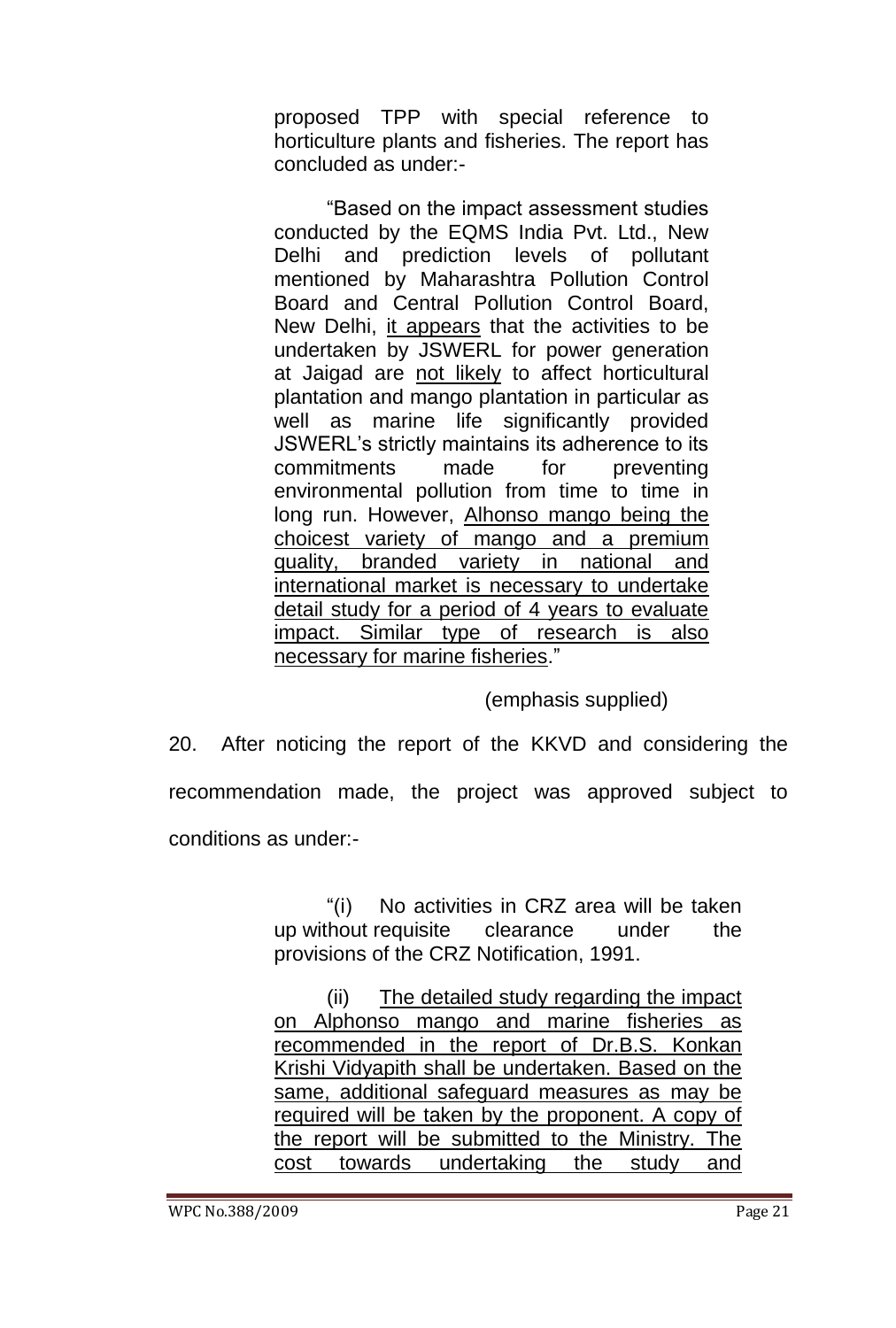proposed TPP with special reference to horticulture plants and fisheries. The report has concluded as under:-

> "Based on the impact assessment studies conducted by the EQMS India Pvt. Ltd., New Delhi and prediction levels of pollutant mentioned by Maharashtra Pollution Control Board and Central Pollution Control Board, New Delhi, <u>it appears</u> that the activities to be undertaken by JSWERL for power generation at Jaigad are <u>not likely</u> to affect horticultural plantation and mango plantation in particular as well as marine life significantly provided JSWERL's strictly maintains its adherence to its commitments made for preventing environmental pollution from time to time in long run. However, <u>Alhonso mango being the choicest variety of mango and a premium quality, branded variety in national and international market is necessary to undertake detail study for a period of 4 years to evaluate impact. Similar type of research is also necessary for marine fisheries</u>."
>
> (emphasis supplied)

20. After noticing the report of the KKVD and considering the recommendation made, the project was approved subject to conditions as under:-

> "(i) No activities in CRZ area will be taken up without requisite clearance under the provisions of the CRZ Notification, 1991.
>
> (ii) <u>The detailed study regarding the impact on Alphonso mango and marine fisheries as recommended in the report of Dr.B.S. Konkan Krishi Vidyapith shall be undertaken. Based on the same, additional safeguard measures as may be required will be taken by the proponent. A copy of the report will be submitted to the Ministry. The cost towards undertaking the study and</u>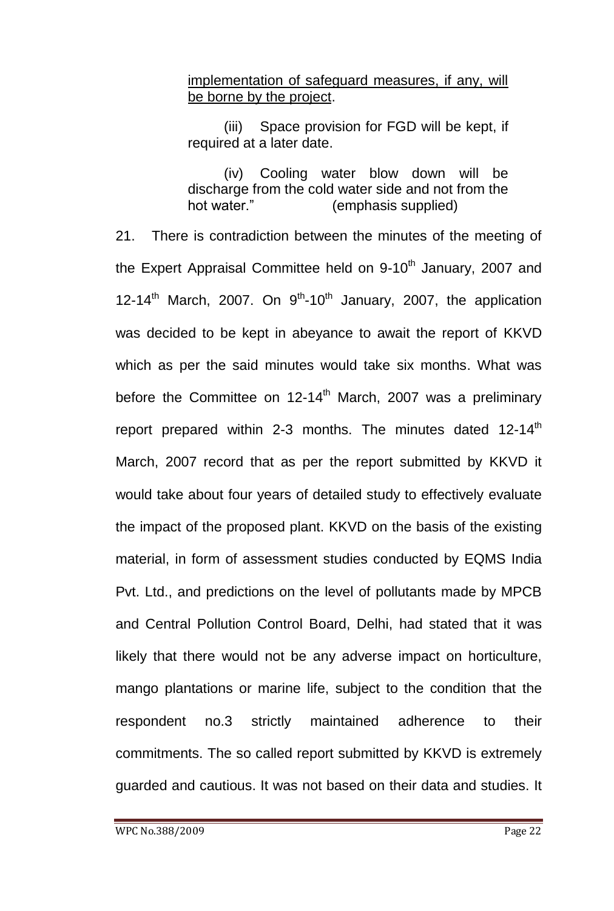implementation of safeguard measures, if any, will be borne by the project.

(iii) Space provision for FGD will be kept, if required at a later date.

(iv) Cooling water blow down will be discharge from the cold water side and not from the hot water." (emphasis supplied)

21. There is contradiction between the minutes of the meeting of the Expert Appraisal Committee held on 9-10th January, 2007 and 12-14th March, 2007. On 9th-10th January, 2007, the application was decided to be kept in abeyance to await the report of KKVD which as per the said minutes would take six months. What was before the Committee on 12-14th March, 2007 was a preliminary report prepared within 2-3 months. The minutes dated 12-14th March, 2007 record that as per the report submitted by KKVD it would take about four years of detailed study to effectively evaluate the impact of the proposed plant. KKVD on the basis of the existing material, in form of assessment studies conducted by EQMS India Pvt. Ltd., and predictions on the level of pollutants made by MPCB and Central Pollution Control Board, Delhi, had stated that it was likely that there would not be any adverse impact on horticulture, mango plantations or marine life, subject to the condition that the respondent no.3 strictly maintained adherence to their commitments. The so called report submitted by KKVD is extremely guarded and cautious. It was not based on their data and studies. It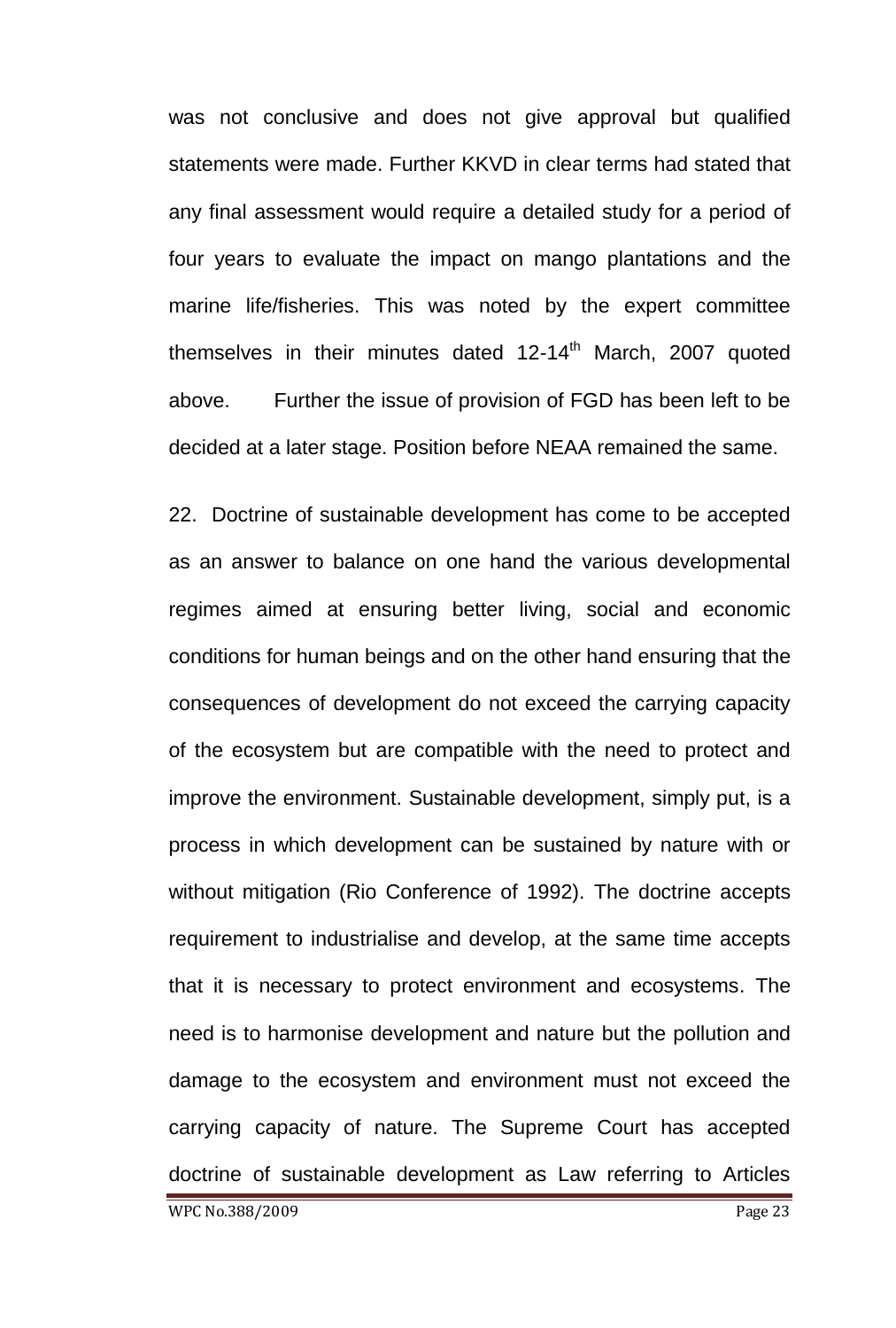was not conclusive and does not give approval but qualified statements were made. Further KKVD in clear terms had stated that any final assessment would require a detailed study for a period of four years to evaluate the impact on mango plantations and the marine life/fisheries. This was noted by the expert committee themselves in their minutes dated 12-14th March, 2007 quoted above. Further the issue of provision of FGD has been left to be decided at a later stage. Position before NEAA remained the same.

22. Doctrine of sustainable development has come to be accepted as an answer to balance on one hand the various developmental regimes aimed at ensuring better living, social and economic conditions for human beings and on the other hand ensuring that the consequences of development do not exceed the carrying capacity of the ecosystem but are compatible with the need to protect and improve the environment. Sustainable development, simply put, is a process in which development can be sustained by nature with or without mitigation (Rio Conference of 1992). The doctrine accepts requirement to industrialise and develop, at the same time accepts that it is necessary to protect environment and ecosystems. The need is to harmonise development and nature but the pollution and damage to the ecosystem and environment must not exceed the carrying capacity of nature. The Supreme Court has accepted doctrine of sustainable development as Law referring to Articles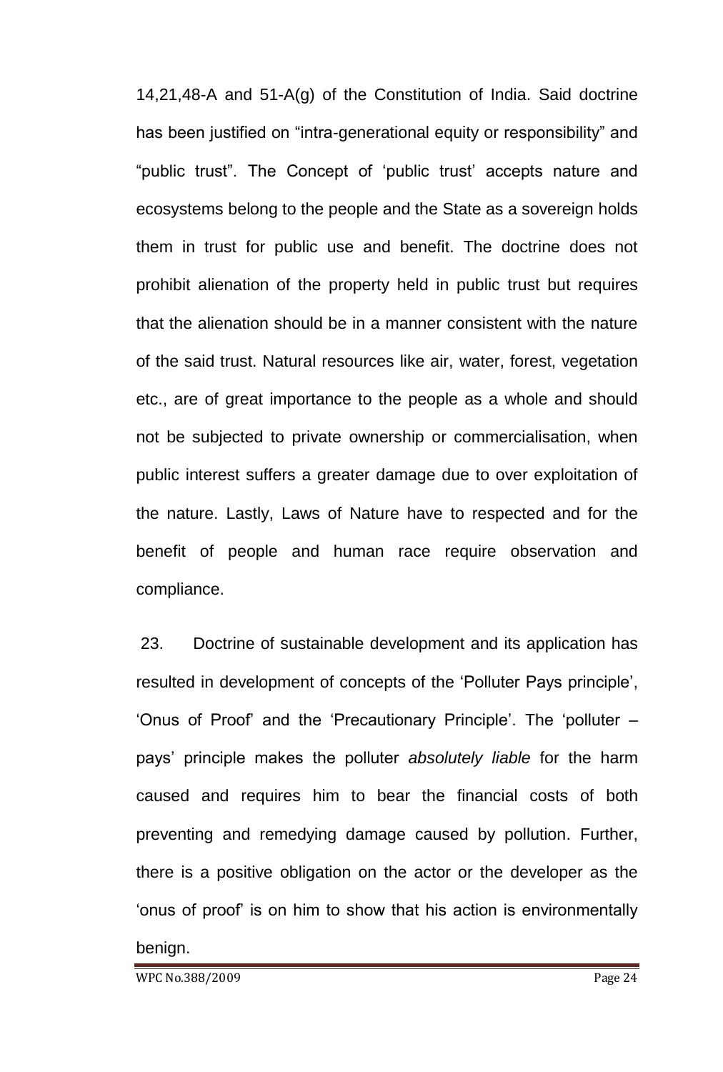14,21,48-A and 51-A(g) of the Constitution of India. Said doctrine has been justified on "intra-generational equity or responsibility" and "public trust". The Concept of 'public trust' accepts nature and ecosystems belong to the people and the State as a sovereign holds them in trust for public use and benefit. The doctrine does not prohibit alienation of the property held in public trust but requires that the alienation should be in a manner consistent with the nature of the said trust. Natural resources like air, water, forest, vegetation etc., are of great importance to the people as a whole and should not be subjected to private ownership or commercialisation, when public interest suffers a greater damage due to over exploitation of the nature. Lastly, Laws of Nature have to respected and for the benefit of people and human race require observation and compliance.

23. Doctrine of sustainable development and its application has resulted in development of concepts of the 'Polluter Pays principle', 'Onus of Proof' and the 'Precautionary Principle'. The 'polluter – pays' principle makes the polluter *absolutely liable* for the harm caused and requires him to bear the financial costs of both preventing and remedying damage caused by pollution. Further, there is a positive obligation on the actor or the developer as the 'onus of proof' is on him to show that his action is environmentally benign.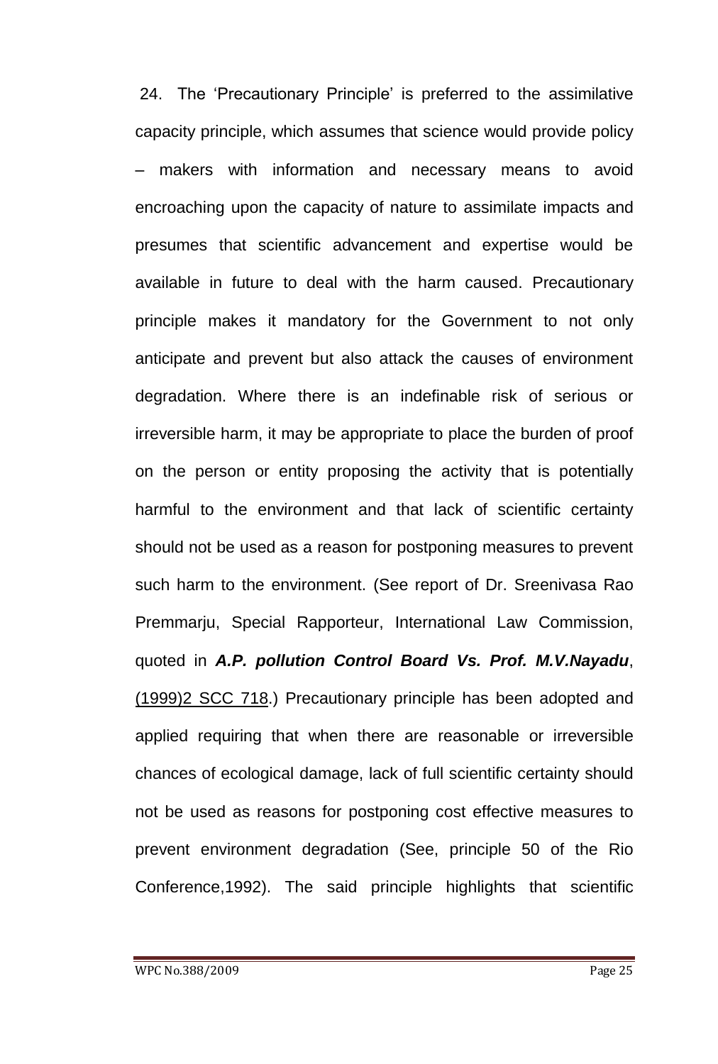24. The 'Precautionary Principle' is preferred to the assimilative capacity principle, which assumes that science would provide policy – makers with information and necessary means to avoid encroaching upon the capacity of nature to assimilate impacts and presumes that scientific advancement and expertise would be available in future to deal with the harm caused. Precautionary principle makes it mandatory for the Government to not only anticipate and prevent but also attack the causes of environment degradation. Where there is an indefinable risk of serious or irreversible harm, it may be appropriate to place the burden of proof on the person or entity proposing the activity that is potentially harmful to the environment and that lack of scientific certainty should not be used as a reason for postponing measures to prevent such harm to the environment. (See report of Dr. Sreenivasa Rao Premmarju, Special Rapporteur, International Law Commission, quoted in ***A.P. pollution Control Board Vs. Prof. M.V.Nayadu***, (1999)2 SCC 718.) Precautionary principle has been adopted and applied requiring that when there are reasonable or irreversible chances of ecological damage, lack of full scientific certainty should not be used as reasons for postponing cost effective measures to prevent environment degradation (See, principle 50 of the Rio Conference,1992). The said principle highlights that scientific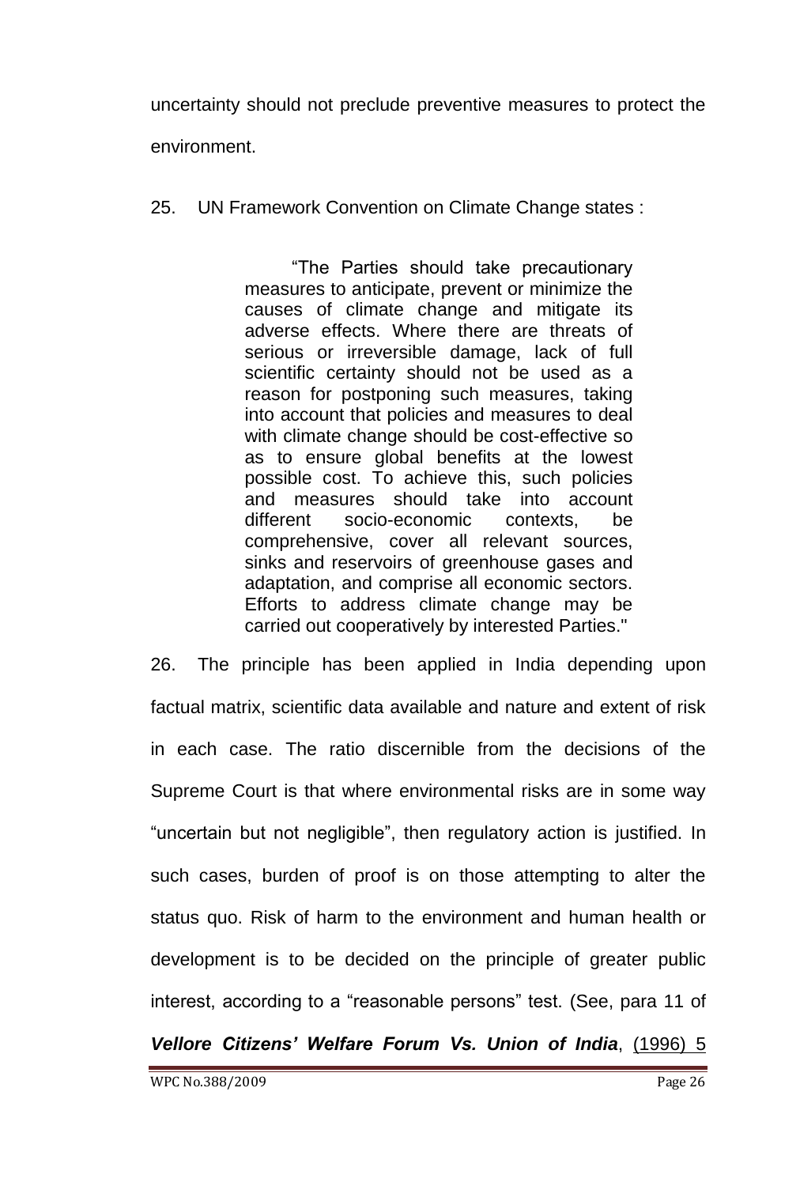uncertainty should not preclude preventive measures to protect the environment.

25. UN Framework Convention on Climate Change states :

> "The Parties should take precautionary measures to anticipate, prevent or minimize the causes of climate change and mitigate its adverse effects. Where there are threats of serious or irreversible damage, lack of full scientific certainty should not be used as a reason for postponing such measures, taking into account that policies and measures to deal with climate change should be cost-effective so as to ensure global benefits at the lowest possible cost. To achieve this, such policies and measures should take into account different socio-economic contexts, be comprehensive, cover all relevant sources, sinks and reservoirs of greenhouse gases and adaptation, and comprise all economic sectors. Efforts to address climate change may be carried out cooperatively by interested Parties."

26. The principle has been applied in India depending upon factual matrix, scientific data available and nature and extent of risk in each case. The ratio discernible from the decisions of the Supreme Court is that where environmental risks are in some way "uncertain but not negligible", then regulatory action is justified. In such cases, burden of proof is on those attempting to alter the status quo. Risk of harm to the environment and human health or development is to be decided on the principle of greater public interest, according to a "reasonable persons" test. (See, para 11 of ***Vellore Citizens' Welfare Forum Vs. Union of India***, (1996) 5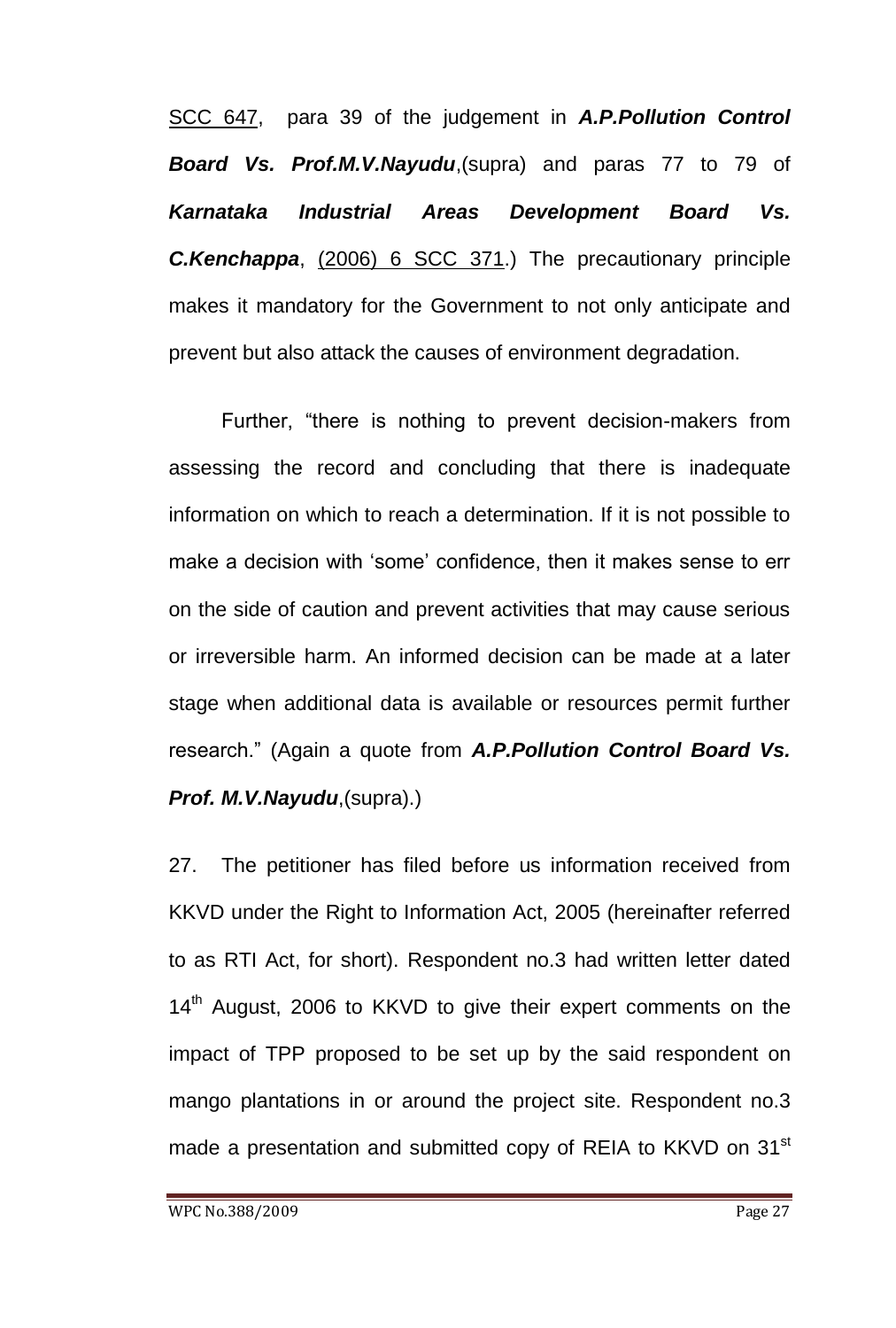SCC 647, para 39 of the judgement in ***A.P.Pollution Control Board Vs. Prof.M.V.Nayudu***,(supra) and paras 77 to 79 of ***Karnataka Industrial Areas Development Board Vs. C.Kenchappa***, (2006) 6 SCC 371.) The precautionary principle makes it mandatory for the Government to not only anticipate and prevent but also attack the causes of environment degradation.

Further, "there is nothing to prevent decision-makers from assessing the record and concluding that there is inadequate information on which to reach a determination. If it is not possible to make a decision with 'some' confidence, then it makes sense to err on the side of caution and prevent activities that may cause serious or irreversible harm. An informed decision can be made at a later stage when additional data is available or resources permit further research." (Again a quote from ***A.P.Pollution Control Board Vs. Prof. M.V.Nayudu***,(supra).)

27. The petitioner has filed before us information received from KKVD under the Right to Information Act, 2005 (hereinafter referred to as RTI Act, for short). Respondent no.3 had written letter dated 14th August, 2006 to KKVD to give their expert comments on the impact of TPP proposed to be set up by the said respondent on mango plantations in or around the project site. Respondent no.3 made a presentation and submitted copy of REIA to KKVD on 31st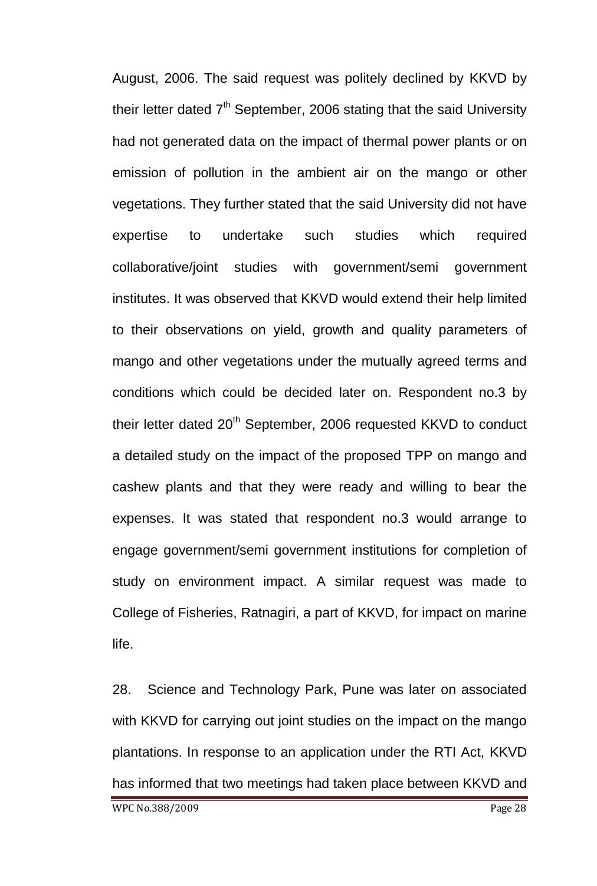August, 2006. The said request was politely declined by KKVD by their letter dated 7th September, 2006 stating that the said University had not generated data on the impact of thermal power plants or on emission of pollution in the ambient air on the mango or other vegetations. They further stated that the said University did not have expertise to undertake such studies which required collaborative/joint studies with government/semi government institutes. It was observed that KKVD would extend their help limited to their observations on yield, growth and quality parameters of mango and other vegetations under the mutually agreed terms and conditions which could be decided later on. Respondent no.3 by their letter dated 20th September, 2006 requested KKVD to conduct a detailed study on the impact of the proposed TPP on mango and cashew plants and that they were ready and willing to bear the expenses. It was stated that respondent no.3 would arrange to engage government/semi government institutions for completion of study on environment impact. A similar request was made to College of Fisheries, Ratnagiri, a part of KKVD, for impact on marine life.

28. Science and Technology Park, Pune was later on associated with KKVD for carrying out joint studies on the impact on the mango plantations. In response to an application under the RTI Act, KKVD has informed that two meetings had taken place between KKVD and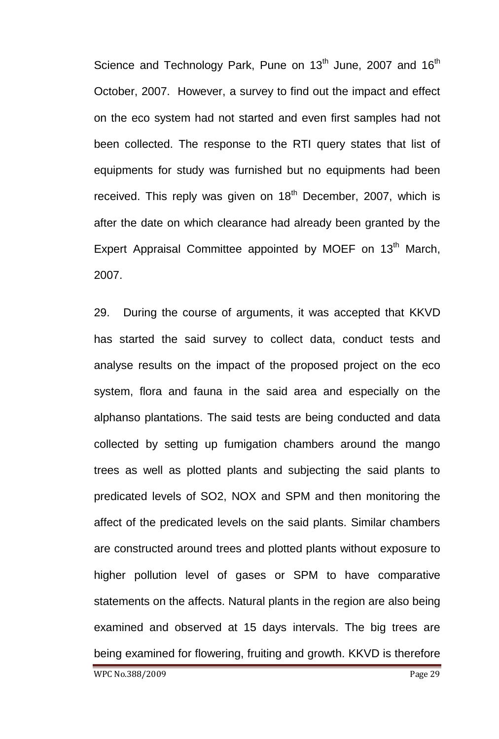Science and Technology Park, Pune on 13th June, 2007 and 16th October, 2007. However, a survey to find out the impact and effect on the eco system had not started and even first samples had not been collected. The response to the RTI query states that list of equipments for study was furnished but no equipments had been received. This reply was given on 18th December, 2007, which is after the date on which clearance had already been granted by the Expert Appraisal Committee appointed by MOEF on 13th March, 2007.

29. During the course of arguments, it was accepted that KKVD has started the said survey to collect data, conduct tests and analyse results on the impact of the proposed project on the eco system, flora and fauna in the said area and especially on the alphanso plantations. The said tests are being conducted and data collected by setting up fumigation chambers around the mango trees as well as plotted plants and subjecting the said plants to predicated levels of $SO_2$, NOX and SPM and then monitoring the affect of the predicated levels on the said plants. Similar chambers are constructed around trees and plotted plants without exposure to higher pollution level of gases or SPM to have comparative statements on the affects. Natural plants in the region are also being examined and observed at 15 days intervals. The big trees are being examined for flowering, fruiting and growth. KKVD is therefore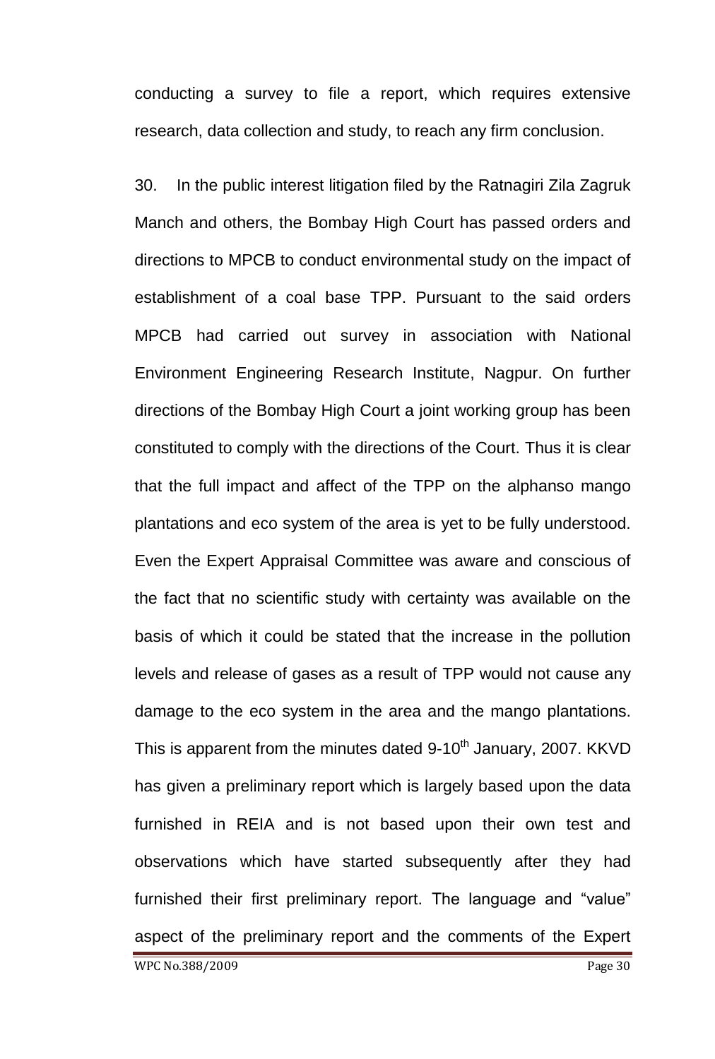conducting a survey to file a report, which requires extensive research, data collection and study, to reach any firm conclusion.

30. In the public interest litigation filed by the Ratnagiri Zila Zagruk Manch and others, the Bombay High Court has passed orders and directions to MPCB to conduct environmental study on the impact of establishment of a coal base TPP. Pursuant to the said orders MPCB had carried out survey in association with National Environment Engineering Research Institute, Nagpur. On further directions of the Bombay High Court a joint working group has been constituted to comply with the directions of the Court. Thus it is clear that the full impact and affect of the TPP on the alphanso mango plantations and eco system of the area is yet to be fully understood. Even the Expert Appraisal Committee was aware and conscious of the fact that no scientific study with certainty was available on the basis of which it could be stated that the increase in the pollution levels and release of gases as a result of TPP would not cause any damage to the eco system in the area and the mango plantations. This is apparent from the minutes dated 9-10th January, 2007. KKVD has given a preliminary report which is largely based upon the data furnished in REIA and is not based upon their own test and observations which have started subsequently after they had furnished their first preliminary report. The language and "value" aspect of the preliminary report and the comments of the Expert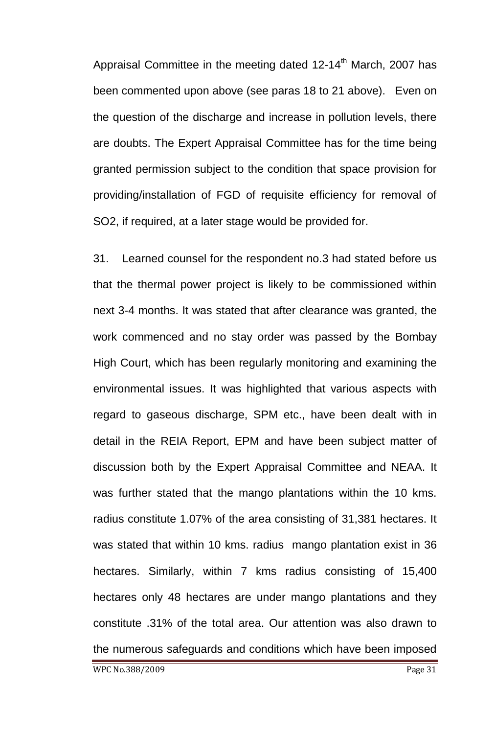Appraisal Committee in the meeting dated 12-14th March, 2007 has been commented upon above (see paras 18 to 21 above). Even on the question of the discharge and increase in pollution levels, there are doubts. The Expert Appraisal Committee has for the time being granted permission subject to the condition that space provision for providing/installation of FGD of requisite efficiency for removal of $SO_2$, if required, at a later stage would be provided for.

31. Learned counsel for the respondent no.3 had stated before us that the thermal power project is likely to be commissioned within next 3-4 months. It was stated that after clearance was granted, the work commenced and no stay order was passed by the Bombay High Court, which has been regularly monitoring and examining the environmental issues. It was highlighted that various aspects with regard to gaseous discharge, SPM etc., have been dealt with in detail in the REIA Report, EPM and have been subject matter of discussion both by the Expert Appraisal Committee and NEAA. It was further stated that the mango plantations within the 10 kms. radius constitute 1.07% of the area consisting of 31,381 hectares. It was stated that within 10 kms. radius mango plantation exist in 36 hectares. Similarly, within 7 kms radius consisting of 15,400 hectares only 48 hectares are under mango plantations and they constitute .31% of the total area. Our attention was also drawn to the numerous safeguards and conditions which have been imposed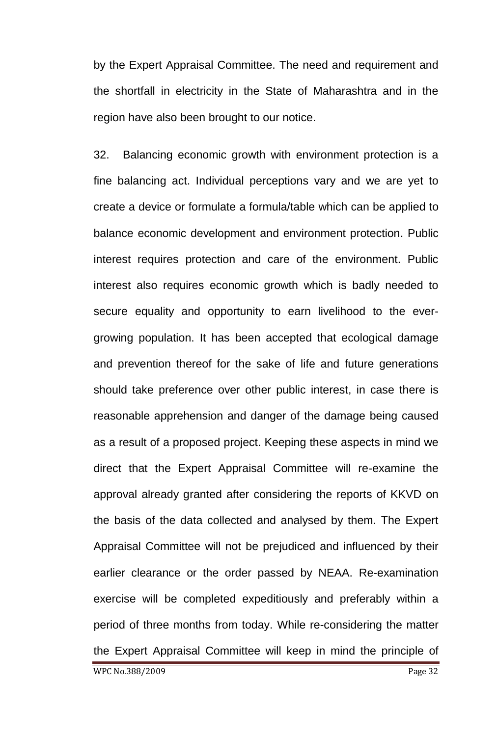by the Expert Appraisal Committee. The need and requirement and the shortfall in electricity in the State of Maharashtra and in the region have also been brought to our notice.

32. Balancing economic growth with environment protection is a fine balancing act. Individual perceptions vary and we are yet to create a device or formulate a formula/table which can be applied to balance economic development and environment protection. Public interest requires protection and care of the environment. Public interest also requires economic growth which is badly needed to secure equality and opportunity to earn livelihood to the ever-growing population. It has been accepted that ecological damage and prevention thereof for the sake of life and future generations should take preference over other public interest, in case there is reasonable apprehension and danger of the damage being caused as a result of a proposed project. Keeping these aspects in mind we direct that the Expert Appraisal Committee will re-examine the approval already granted after considering the reports of KKVD on the basis of the data collected and analysed by them. The Expert Appraisal Committee will not be prejudiced and influenced by their earlier clearance or the order passed by NEAA. Re-examination exercise will be completed expeditiously and preferably within a period of three months from today. While re-considering the matter the Expert Appraisal Committee will keep in mind the principle of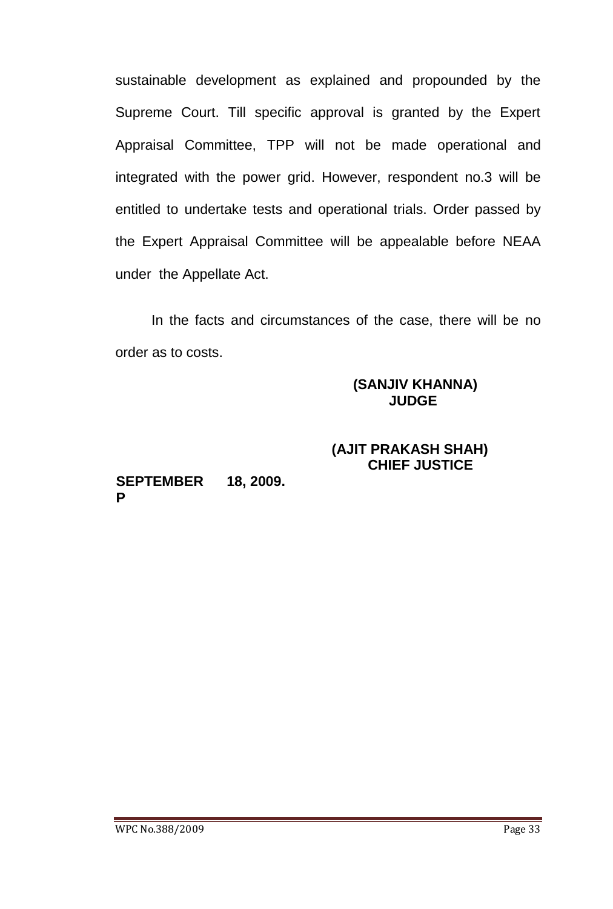sustainable development as explained and propounded by the Supreme Court. Till specific approval is granted by the Expert Appraisal Committee, TPP will not be made operational and integrated with the power grid. However, respondent no.3 will be entitled to undertake tests and operational trials. Order passed by the Expert Appraisal Committee will be appealable before NEAA under the Appellate Act.

In the facts and circumstances of the case, there will be no order as to costs.

**(SANJIV KHANNA)**
**JUDGE**

**(AJIT PRAKASH SHAH)**
**CHIEF JUSTICE**

**SEPTEMBER 18, 2009.**
**P**